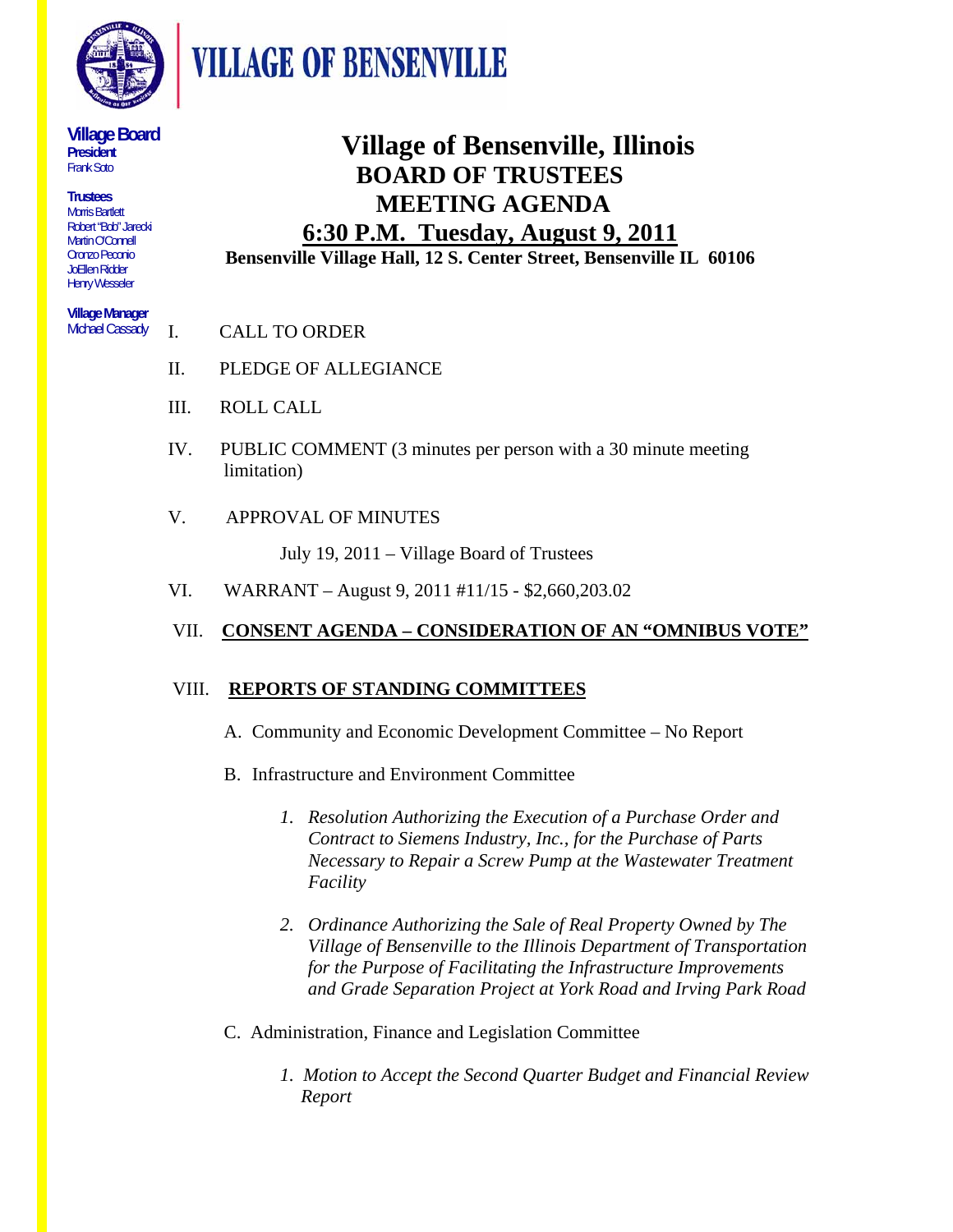# VILLAGE OF BENSENVILLE

**Village Board**
**President**
Frank Soto

**Trustees**
Morris Bartlett
Robert "Bob" Jarecki
Martin O'Connell
Oronzo Peconio
JoEllen Ridder
Henry Wesseler

**Village Manager**
Michael Cassady

# Village of Bensenville, Illinois
## BOARD OF TRUSTEES
## MEETING AGENDA
## 6:30 P.M. Tuesday, August 9, 2011

**Bensenville Village Hall, 12 S. Center Street, Bensenville IL 60106**

I. CALL TO ORDER

II. PLEDGE OF ALLEGIANCE

III. ROLL CALL

IV. PUBLIC COMMENT (3 minutes per person with a 30 minute meeting limitation)

V. APPROVAL OF MINUTES

July 19, 2011 – Village Board of Trustees

VI. WARRANT – August 9, 2011 #11/15 - $2,660,203.02

VII. **CONSENT AGENDA – CONSIDERATION OF AN "OMNIBUS VOTE"**

VIII. **REPORTS OF STANDING COMMITTEES**

A. Community and Economic Development Committee – No Report

B. Infrastructure and Environment Committee

1. *Resolution Authorizing the Execution of a Purchase Order and Contract to Siemens Industry, Inc., for the Purchase of Parts Necessary to Repair a Screw Pump at the Wastewater Treatment Facility*

2. *Ordinance Authorizing the Sale of Real Property Owned by The Village of Bensenville to the Illinois Department of Transportation for the Purpose of Facilitating the Infrastructure Improvements and Grade Separation Project at York Road and Irving Park Road*

C. Administration, Finance and Legislation Committee

1. *Motion to Accept the Second Quarter Budget and Financial Review Report*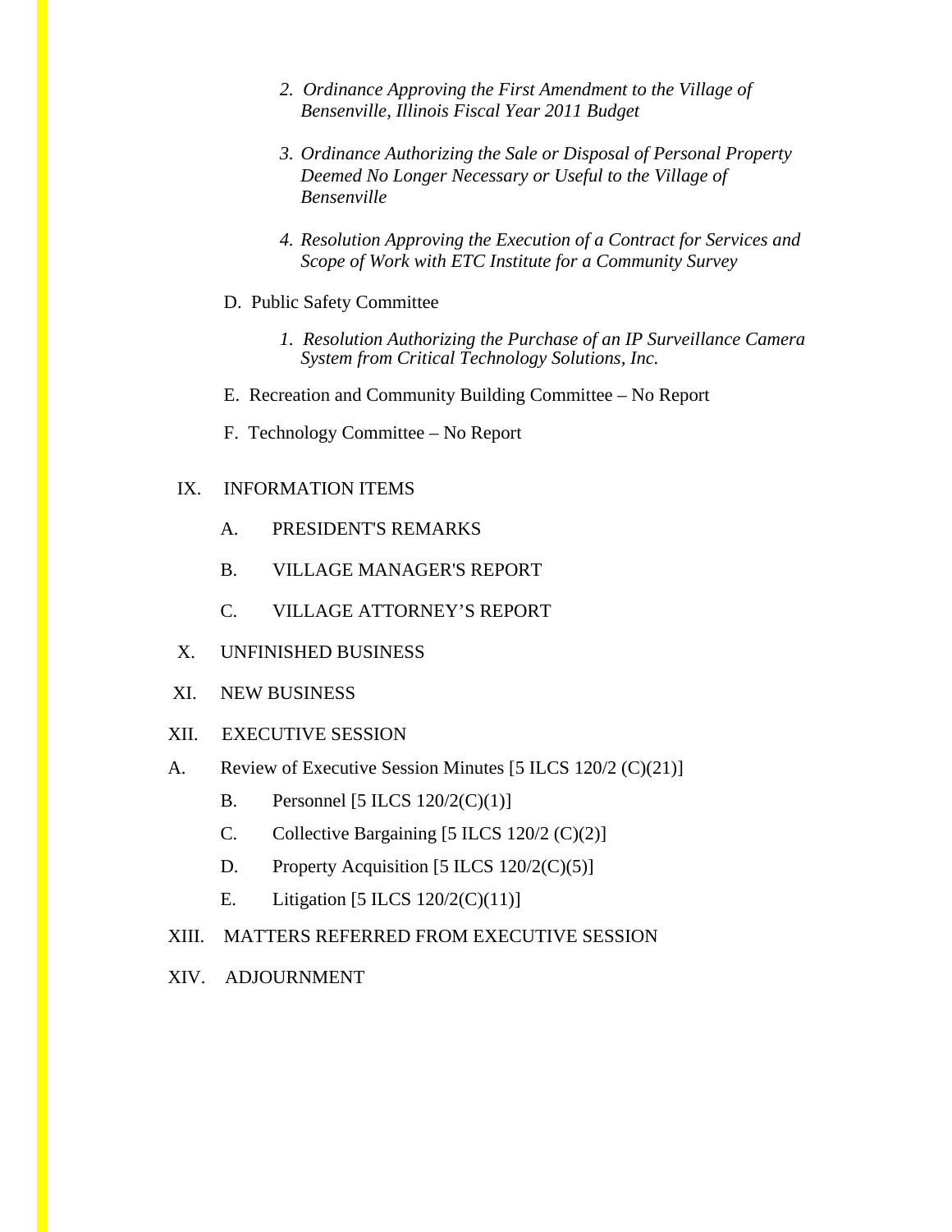2. *Ordinance Approving the First Amendment to the Village of Bensenville, Illinois Fiscal Year 2011 Budget*

3. *Ordinance Authorizing the Sale or Disposal of Personal Property Deemed No Longer Necessary or Useful to the Village of Bensenville*

4. *Resolution Approving the Execution of a Contract for Services and Scope of Work with ETC Institute for a Community Survey*

D. Public Safety Committee

1. *Resolution Authorizing the Purchase of an IP Surveillance Camera System from Critical Technology Solutions, Inc.*

E. Recreation and Community Building Committee – No Report

F. Technology Committee – No Report

IX. INFORMATION ITEMS

A. PRESIDENT'S REMARKS

B. VILLAGE MANAGER'S REPORT

C. VILLAGE ATTORNEY'S REPORT

X. UNFINISHED BUSINESS

XI. NEW BUSINESS

XII. EXECUTIVE SESSION

A. Review of Executive Session Minutes [5 ILCS 120/2 (C)(21)]

B. Personnel [5 ILCS 120/2(C)(1)]

C. Collective Bargaining [5 ILCS 120/2 (C)(2)]

D. Property Acquisition [5 ILCS 120/2(C)(5)]

E. Litigation [5 ILCS 120/2(C)(11)]

XIII. MATTERS REFERRED FROM EXECUTIVE SESSION

XIV. ADJOURNMENT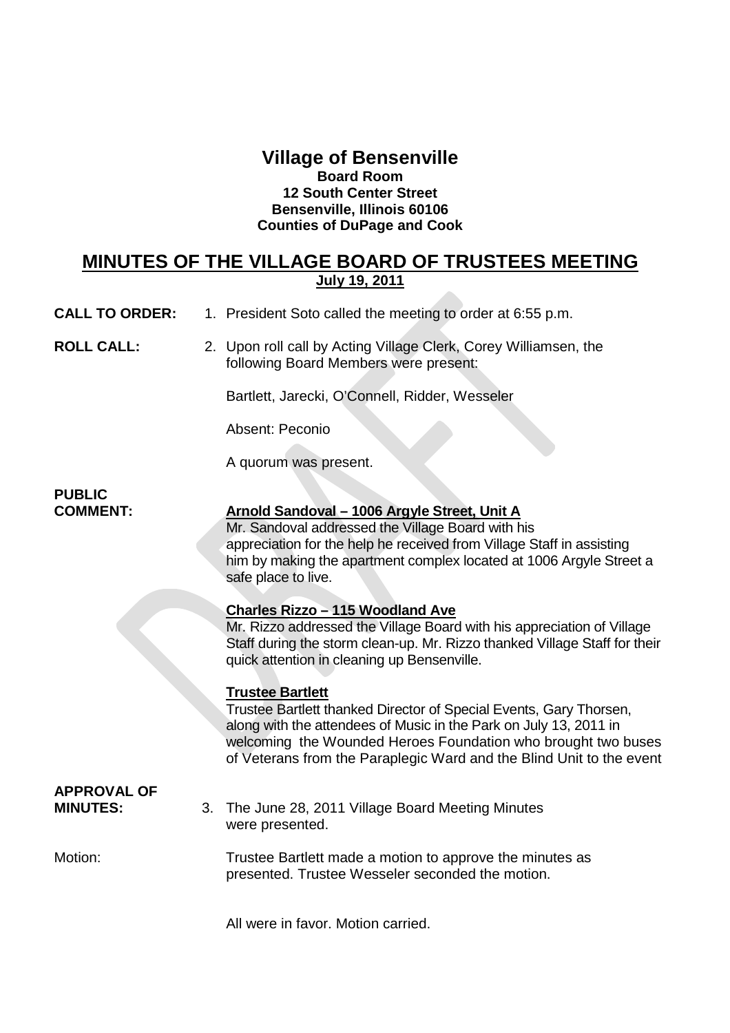# Village of Bensenville

**Board Room**
**12 South Center Street**
**Bensenville, Illinois 60106**
**Counties of DuPage and Cook**

## MINUTES OF THE VILLAGE BOARD OF TRUSTEES MEETING

**July 19, 2011**

**CALL TO ORDER:** 1. President Soto called the meeting to order at 6:55 p.m.

**ROLL CALL:** 2. Upon roll call by Acting Village Clerk, Corey Williamsen, the following Board Members were present:

Bartlett, Jarecki, O'Connell, Ridder, Wesseler

Absent: Peconio

A quorum was present.

**PUBLIC COMMENT:**

**Arnold Sandoval – 1006 Argyle Street, Unit A**

Mr. Sandoval addressed the Village Board with his appreciation for the help he received from Village Staff in assisting him by making the apartment complex located at 1006 Argyle Street a safe place to live.

**Charles Rizzo – 115 Woodland Ave**

Mr. Rizzo addressed the Village Board with his appreciation of Village Staff during the storm clean-up. Mr. Rizzo thanked Village Staff for their quick attention in cleaning up Bensenville.

**Trustee Bartlett**

Trustee Bartlett thanked Director of Special Events, Gary Thorsen, along with the attendees of Music in the Park on July 13, 2011 in welcoming the Wounded Heroes Foundation who brought two buses of Veterans from the Paraplegic Ward and the Blind Unit to the event

**APPROVAL OF MINUTES:** 3. The June 28, 2011 Village Board Meeting Minutes were presented.

Motion: Trustee Bartlett made a motion to approve the minutes as presented. Trustee Wesseler seconded the motion.

All were in favor. Motion carried.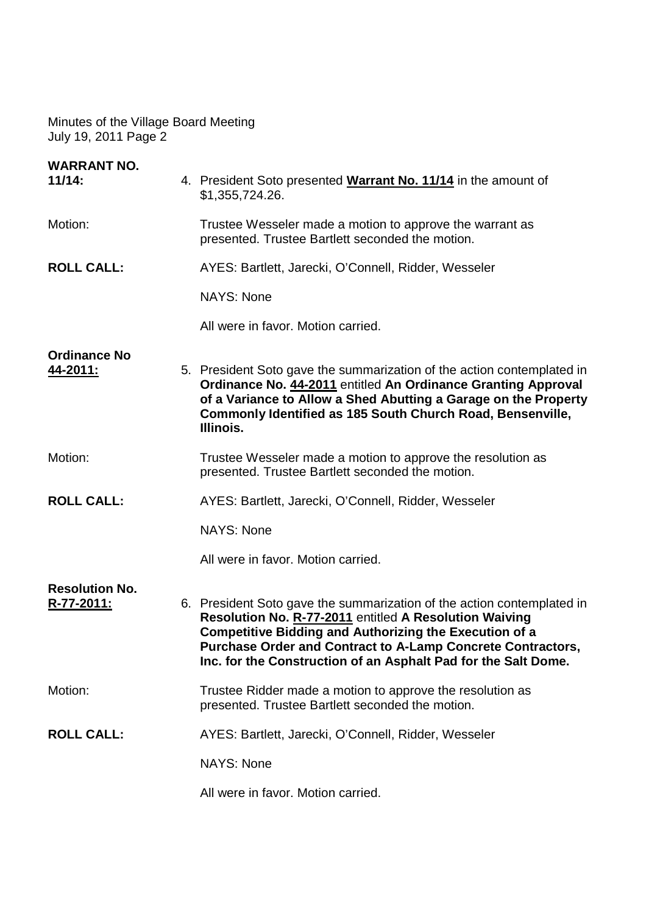Minutes of the Village Board Meeting
July 19, 2011 Page 2

**WARRANT NO. 11/14:** 4. President Soto presented **<u>Warrant No. 11/14</u>** in the amount of $1,355,724.26.

Motion: Trustee Wesseler made a motion to approve the warrant as presented. Trustee Bartlett seconded the motion.

**ROLL CALL:** AYES: Bartlett, Jarecki, O'Connell, Ridder, Wesseler

NAYS: None

All were in favor. Motion carried.

**<u>Ordinance No 44-2011:</u>** 5. President Soto gave the summarization of the action contemplated in **Ordinance No. <u>44-2011</u>** entitled **An Ordinance Granting Approval of a Variance to Allow a Shed Abutting a Garage on the Property Commonly Identified as 185 South Church Road, Bensenville, Illinois.**

Motion: Trustee Wesseler made a motion to approve the resolution as presented. Trustee Bartlett seconded the motion.

**ROLL CALL:** AYES: Bartlett, Jarecki, O'Connell, Ridder, Wesseler

NAYS: None

All were in favor. Motion carried.

**<u>Resolution No. R-77-2011:</u>** 6. President Soto gave the summarization of the action contemplated in **Resolution No. <u>R-77-2011</u>** entitled **A Resolution Waiving Competitive Bidding and Authorizing the Execution of a Purchase Order and Contract to A-Lamp Concrete Contractors, Inc. for the Construction of an Asphalt Pad for the Salt Dome.**

Motion: Trustee Ridder made a motion to approve the resolution as presented. Trustee Bartlett seconded the motion.

**ROLL CALL:** AYES: Bartlett, Jarecki, O'Connell, Ridder, Wesseler

NAYS: None

All were in favor. Motion carried.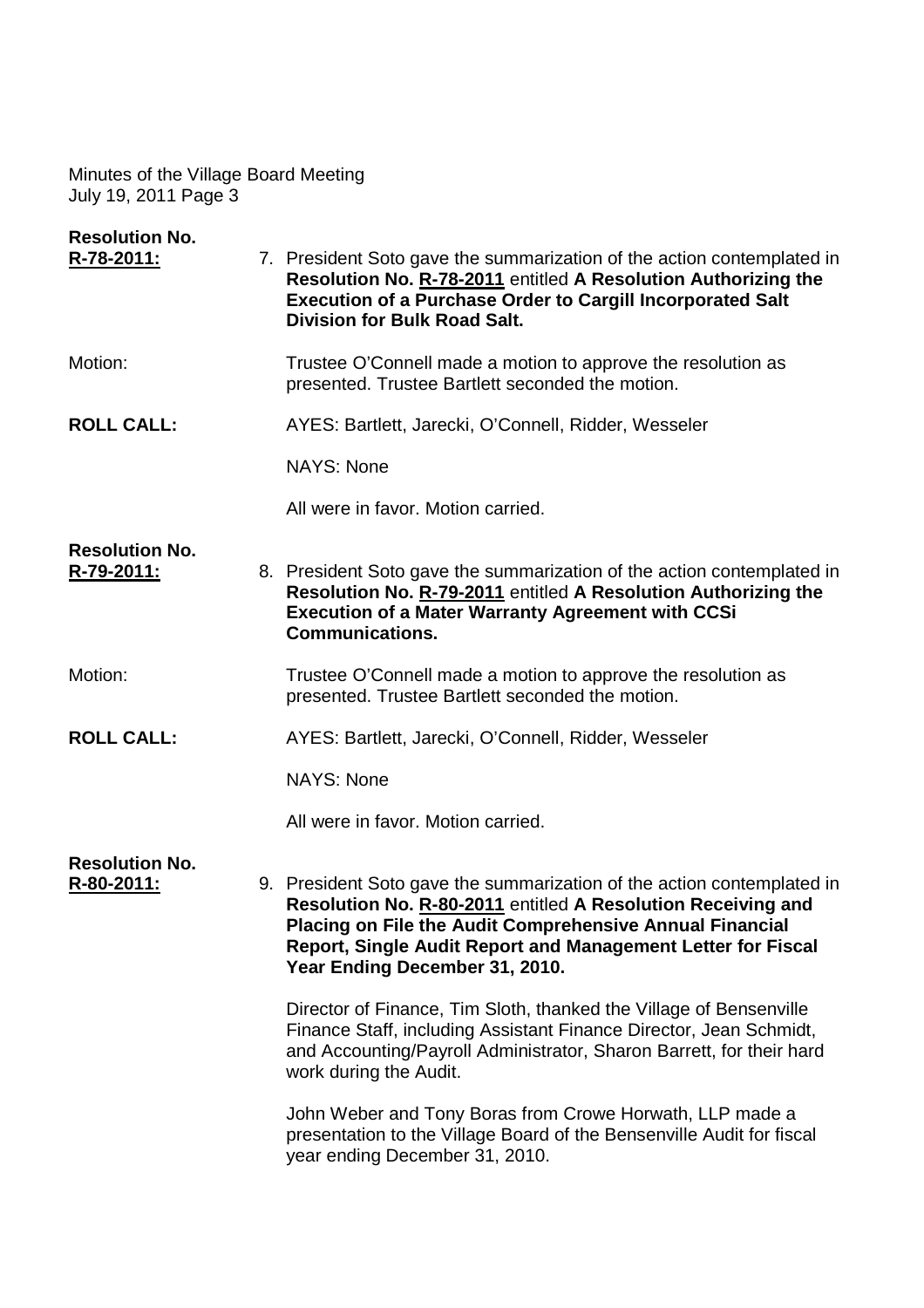Minutes of the Village Board Meeting
July 19, 2011 Page 3

**Resolution No. R-78-2011:**

7. President Soto gave the summarization of the action contemplated in **Resolution No. R-78-2011** entitled **A Resolution Authorizing the Execution of a Purchase Order to Cargill Incorporated Salt Division for Bulk Road Salt.**

Motion: Trustee O'Connell made a motion to approve the resolution as presented. Trustee Bartlett seconded the motion.

**ROLL CALL:** AYES: Bartlett, Jarecki, O'Connell, Ridder, Wesseler

NAYS: None

All were in favor. Motion carried.

**Resolution No. R-79-2011:**

8. President Soto gave the summarization of the action contemplated in **Resolution No. R-79-2011** entitled **A Resolution Authorizing the Execution of a Mater Warranty Agreement with CCSi Communications.**

Motion: Trustee O'Connell made a motion to approve the resolution as presented. Trustee Bartlett seconded the motion.

**ROLL CALL:** AYES: Bartlett, Jarecki, O'Connell, Ridder, Wesseler

NAYS: None

All were in favor. Motion carried.

**Resolution No. R-80-2011:**

9. President Soto gave the summarization of the action contemplated in **Resolution No. R-80-2011** entitled **A Resolution Receiving and Placing on File the Audit Comprehensive Annual Financial Report, Single Audit Report and Management Letter for Fiscal Year Ending December 31, 2010.**

Director of Finance, Tim Sloth, thanked the Village of Bensenville Finance Staff, including Assistant Finance Director, Jean Schmidt, and Accounting/Payroll Administrator, Sharon Barrett, for their hard work during the Audit.

John Weber and Tony Boras from Crowe Horwath, LLP made a presentation to the Village Board of the Bensenville Audit for fiscal year ending December 31, 2010.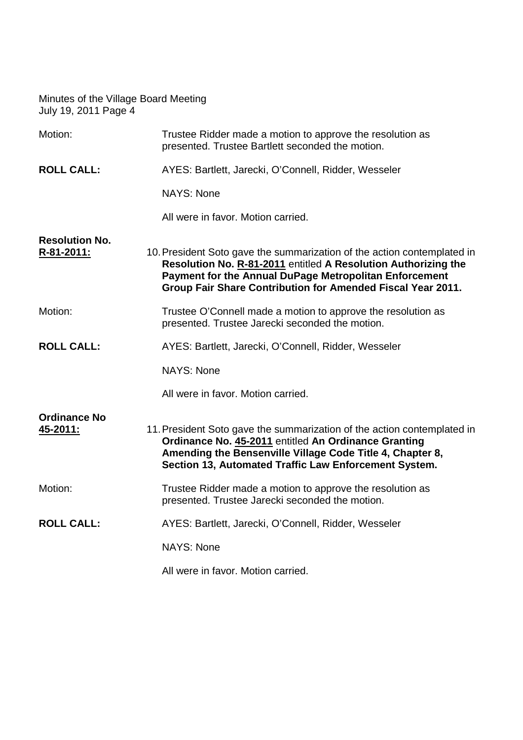Motion: Trustee Ridder made a motion to approve the resolution as presented. Trustee Bartlett seconded the motion.

**ROLL CALL:** AYES: Bartlett, Jarecki, O'Connell, Ridder, Wesseler

NAYS: None

All were in favor. Motion carried.

**Resolution No. R-81-2011:**

10. President Soto gave the summarization of the action contemplated in **Resolution No. R-81-2011** entitled **A Resolution Authorizing the Payment for the Annual DuPage Metropolitan Enforcement Group Fair Share Contribution for Amended Fiscal Year 2011.**

Motion: Trustee O'Connell made a motion to approve the resolution as presented. Trustee Jarecki seconded the motion.

**ROLL CALL:** AYES: Bartlett, Jarecki, O'Connell, Ridder, Wesseler

NAYS: None

All were in favor. Motion carried.

**Ordinance No 45-2011:**

11. President Soto gave the summarization of the action contemplated in **Ordinance No. 45-2011** entitled **An Ordinance Granting Amending the Bensenville Village Code Title 4, Chapter 8, Section 13, Automated Traffic Law Enforcement System.**

Motion: Trustee Ridder made a motion to approve the resolution as presented. Trustee Jarecki seconded the motion.

**ROLL CALL:** AYES: Bartlett, Jarecki, O'Connell, Ridder, Wesseler

NAYS: None

All were in favor. Motion carried.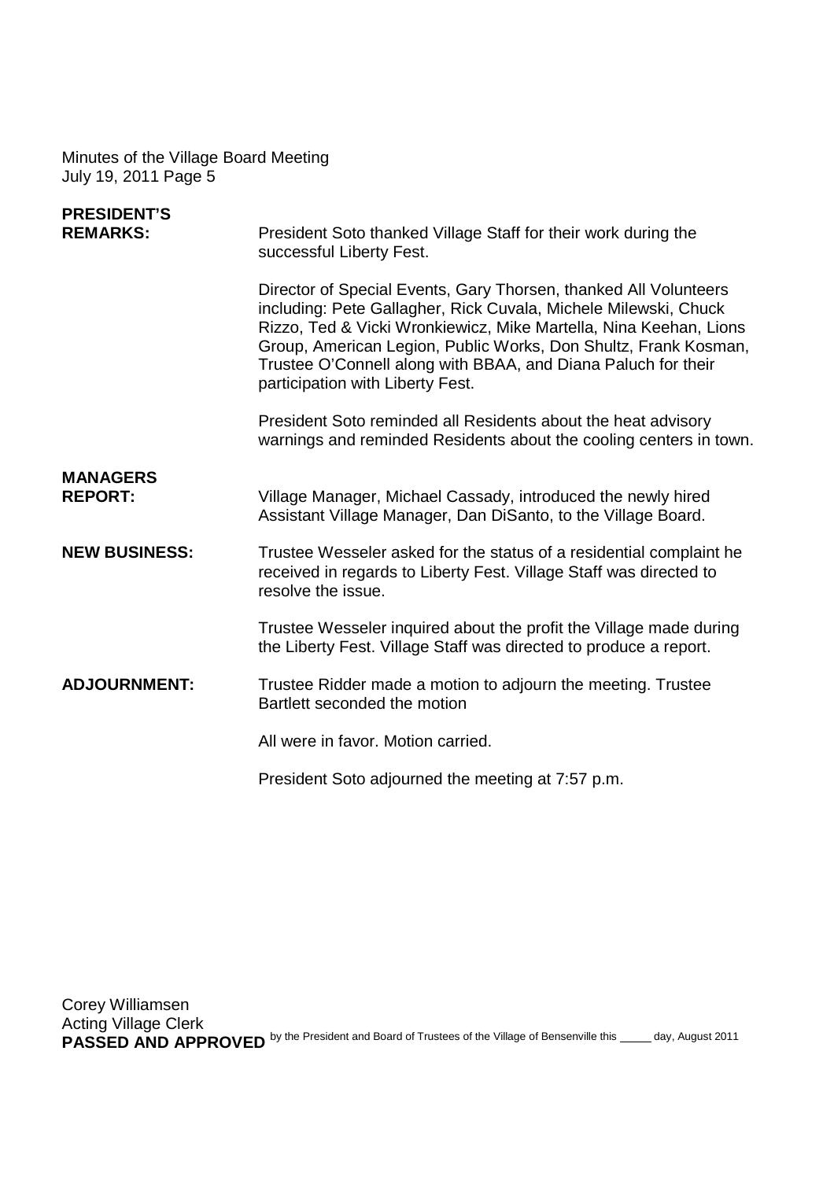**PRESIDENT'S REMARKS:** President Soto thanked Village Staff for their work during the successful Liberty Fest.

Director of Special Events, Gary Thorsen, thanked All Volunteers including: Pete Gallagher, Rick Cuvala, Michele Milewski, Chuck Rizzo, Ted & Vicki Wronkiewicz, Mike Martella, Nina Keehan, Lions Group, American Legion, Public Works, Don Shultz, Frank Kosman, Trustee O'Connell along with BBAA, and Diana Paluch for their participation with Liberty Fest.

President Soto reminded all Residents about the heat advisory warnings and reminded Residents about the cooling centers in town.

**MANAGERS REPORT:** Village Manager, Michael Cassady, introduced the newly hired Assistant Village Manager, Dan DiSanto, to the Village Board.

**NEW BUSINESS:** Trustee Wesseler asked for the status of a residential complaint he received in regards to Liberty Fest. Village Staff was directed to resolve the issue.

Trustee Wesseler inquired about the profit the Village made during the Liberty Fest. Village Staff was directed to produce a report.

**ADJOURNMENT:** Trustee Ridder made a motion to adjourn the meeting. Trustee Bartlett seconded the motion

All were in favor. Motion carried.

President Soto adjourned the meeting at 7:57 p.m.

Corey Williamsen
Acting Village Clerk

**PASSED AND APPROVED** by the President and Board of Trustees of the Village of Bensenville this _____ day, August 2011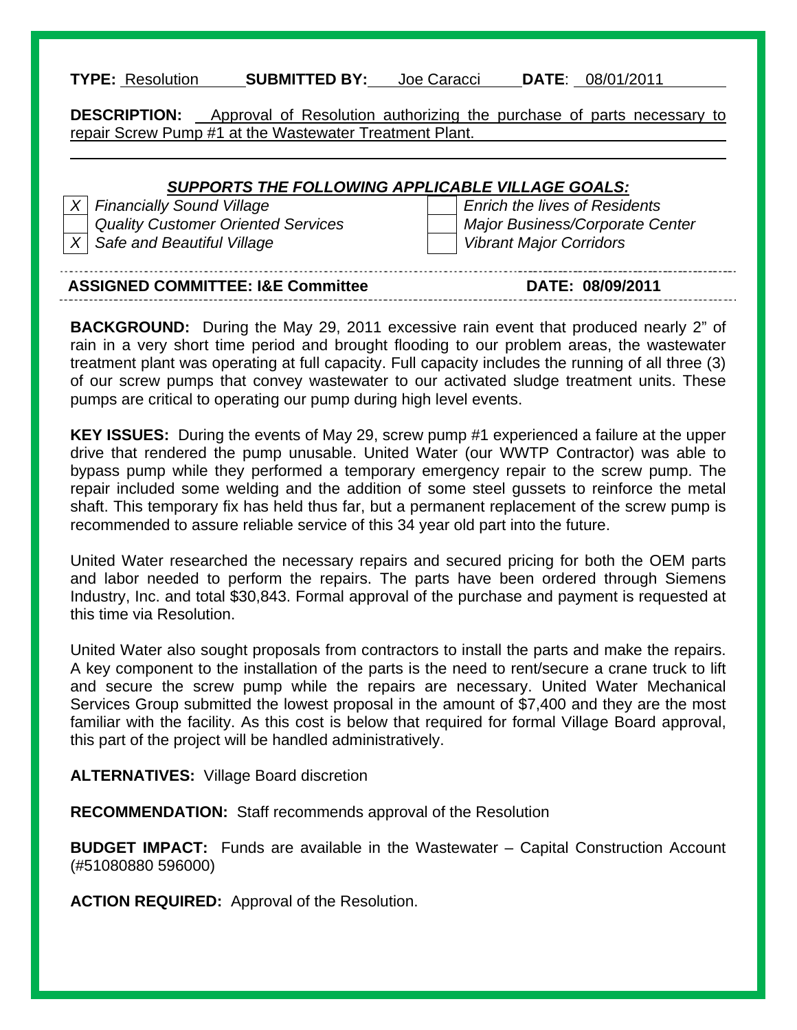**TYPE:** Resolution **SUBMITTED BY:** Joe Caracci **DATE**: 08/01/2011

**DESCRIPTION:** Approval of Resolution authorizing the purchase of parts necessary to repair Screw Pump #1 at the Wastewater Treatment Plant.

***SUPPORTS THE FOLLOWING APPLICABLE VILLAGE GOALS:***

| | | | |
|---|---|---|---|
| X | *Financially Sound Village* | | *Enrich the lives of Residents* |
| | *Quality Customer Oriented Services* | | *Major Business/Corporate Center* |
| X | *Safe and Beautiful Village* | | *Vibrant Major Corridors* |

**ASSIGNED COMMITTEE: I&E Committee** **DATE: 08/09/2011**

**BACKGROUND:** During the May 29, 2011 excessive rain event that produced nearly 2" of rain in a very short time period and brought flooding to our problem areas, the wastewater treatment plant was operating at full capacity. Full capacity includes the running of all three (3) of our screw pumps that convey wastewater to our activated sludge treatment units. These pumps are critical to operating our pump during high level events.

**KEY ISSUES:** During the events of May 29, screw pump #1 experienced a failure at the upper drive that rendered the pump unusable. United Water (our WWTP Contractor) was able to bypass pump while they performed a temporary emergency repair to the screw pump. The repair included some welding and the addition of some steel gussets to reinforce the metal shaft. This temporary fix has held thus far, but a permanent replacement of the screw pump is recommended to assure reliable service of this 34 year old part into the future.

United Water researched the necessary repairs and secured pricing for both the OEM parts and labor needed to perform the repairs. The parts have been ordered through Siemens Industry, Inc. and total $30,843. Formal approval of the purchase and payment is requested at this time via Resolution.

United Water also sought proposals from contractors to install the parts and make the repairs. A key component to the installation of the parts is the need to rent/secure a crane truck to lift and secure the screw pump while the repairs are necessary. United Water Mechanical Services Group submitted the lowest proposal in the amount of $7,400 and they are the most familiar with the facility. As this cost is below that required for formal Village Board approval, this part of the project will be handled administratively.

**ALTERNATIVES:** Village Board discretion

**RECOMMENDATION:** Staff recommends approval of the Resolution

**BUDGET IMPACT:** Funds are available in the Wastewater – Capital Construction Account (#51080880 596000)

**ACTION REQUIRED:** Approval of the Resolution.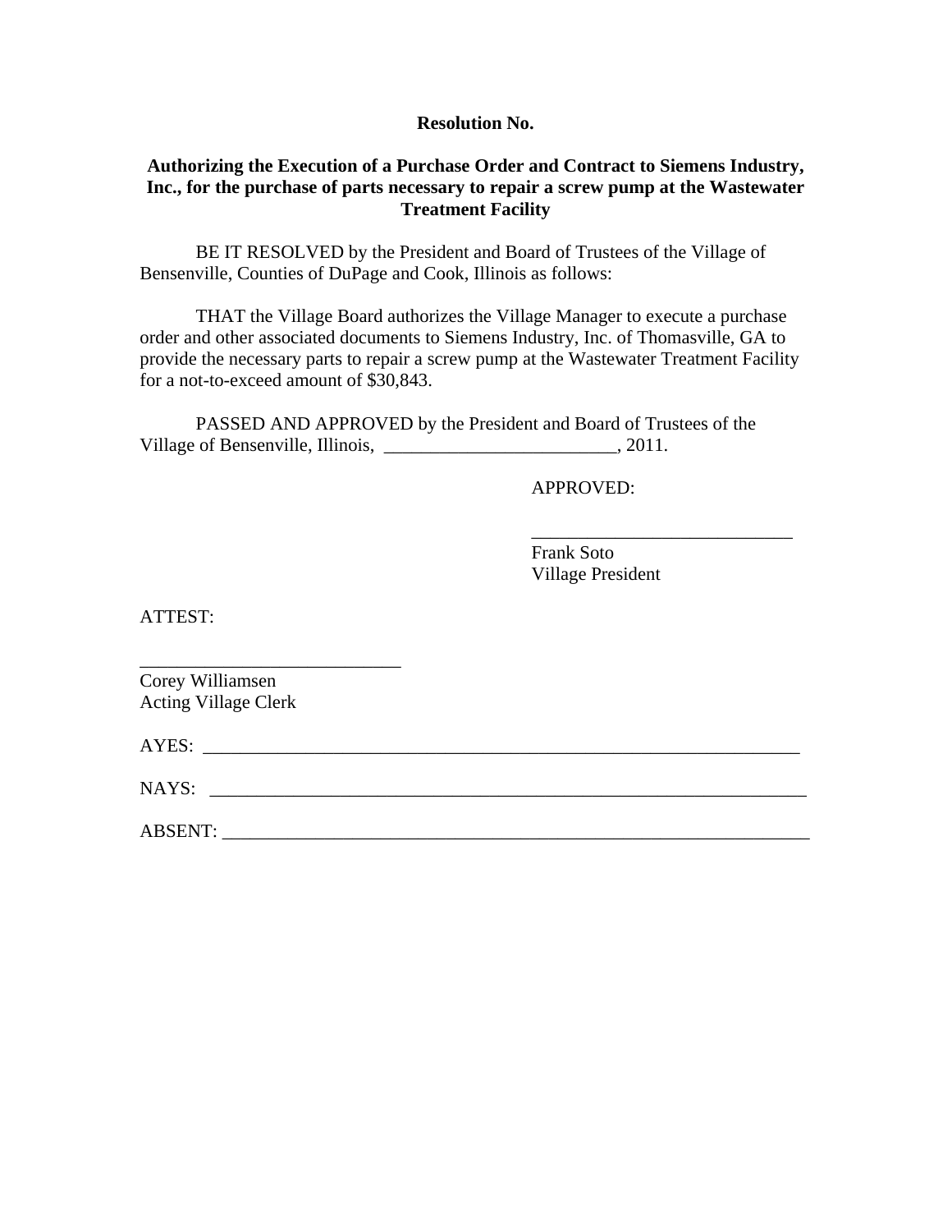**Resolution No.**

**Authorizing the Execution of a Purchase Order and Contract to Siemens Industry, Inc., for the purchase of parts necessary to repair a screw pump at the Wastewater Treatment Facility**

BE IT RESOLVED by the President and Board of Trustees of the Village of Bensenville, Counties of DuPage and Cook, Illinois as follows:

THAT the Village Board authorizes the Village Manager to execute a purchase order and other associated documents to Siemens Industry, Inc. of Thomasville, GA to provide the necessary parts to repair a screw pump at the Wastewater Treatment Facility for a not-to-exceed amount of $30,843.

PASSED AND APPROVED by the President and Board of Trustees of the Village of Bensenville, Illinois, _________________________, 2011.

APPROVED:

____________________________
Frank Soto
Village President

ATTEST:

____________________________
Corey Williamsen
Acting Village Clerk

AYES: ____________________________________________________________________

NAYS: ____________________________________________________________________

ABSENT: __________________________________________________________________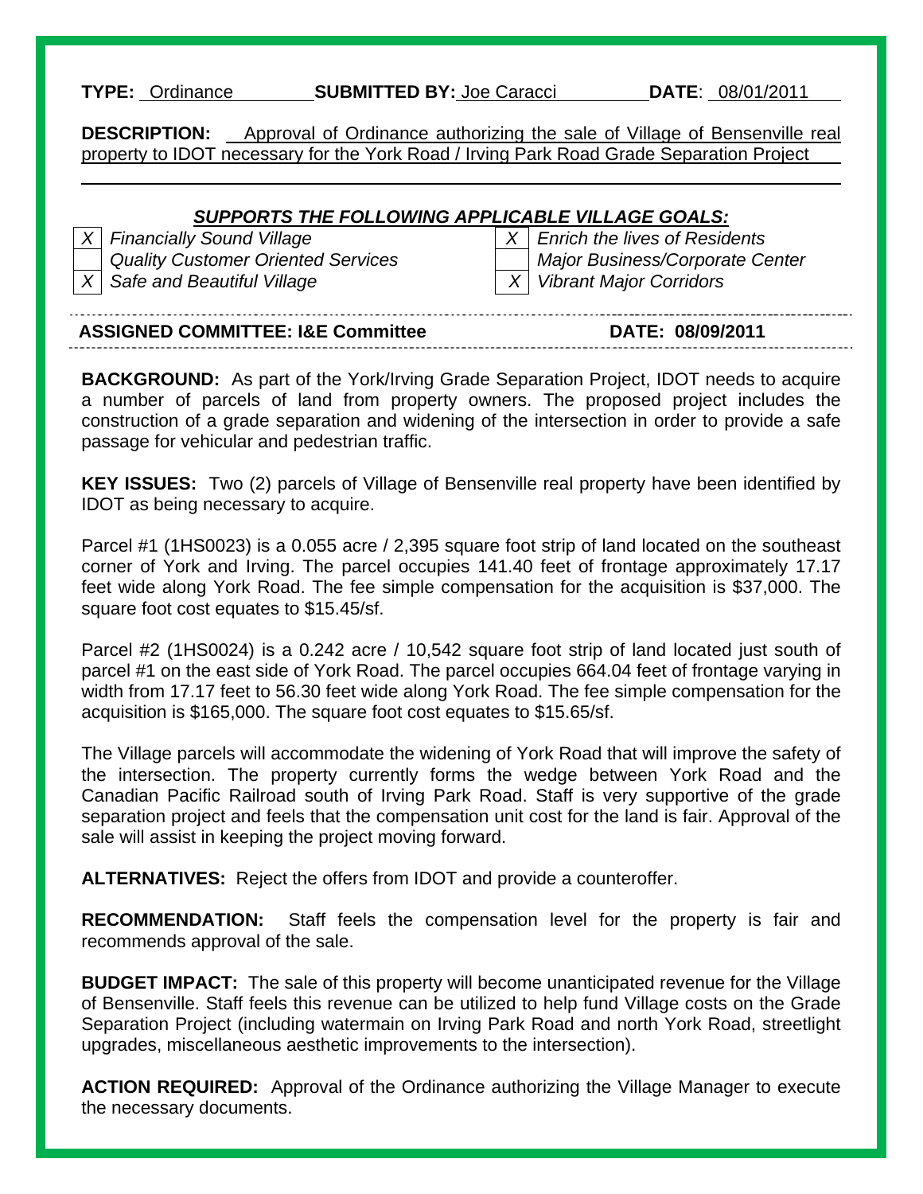**TYPE:** Ordinance **SUBMITTED BY:** Joe Caracci **DATE**: 08/01/2011

**DESCRIPTION:** Approval of Ordinance authorizing the sale of Village of Bensenville real property to IDOT necessary for the York Road / Irving Park Road Grade Separation Project

***SUPPORTS THE FOLLOWING APPLICABLE VILLAGE GOALS:***

| | | | |
|---|---|---|---|
| *X* | *Financially Sound Village* | *X* | *Enrich the lives of Residents* |
| | *Quality Customer Oriented Services* | | *Major Business/Corporate Center* |
| *X* | *Safe and Beautiful Village* | *X* | *Vibrant Major Corridors* |

**ASSIGNED COMMITTEE: I&E Committee** **DATE: 08/09/2011**

**BACKGROUND:** As part of the York/Irving Grade Separation Project, IDOT needs to acquire a number of parcels of land from property owners. The proposed project includes the construction of a grade separation and widening of the intersection in order to provide a safe passage for vehicular and pedestrian traffic.

**KEY ISSUES:** Two (2) parcels of Village of Bensenville real property have been identified by IDOT as being necessary to acquire.

Parcel #1 (1HS0023) is a 0.055 acre / 2,395 square foot strip of land located on the southeast corner of York and Irving. The parcel occupies 141.40 feet of frontage approximately 17.17 feet wide along York Road. The fee simple compensation for the acquisition is $37,000. The square foot cost equates to $15.45/sf.

Parcel #2 (1HS0024) is a 0.242 acre / 10,542 square foot strip of land located just south of parcel #1 on the east side of York Road. The parcel occupies 664.04 feet of frontage varying in width from 17.17 feet to 56.30 feet wide along York Road. The fee simple compensation for the acquisition is $165,000. The square foot cost equates to $15.65/sf.

The Village parcels will accommodate the widening of York Road that will improve the safety of the intersection. The property currently forms the wedge between York Road and the Canadian Pacific Railroad south of Irving Park Road. Staff is very supportive of the grade separation project and feels that the compensation unit cost for the land is fair. Approval of the sale will assist in keeping the project moving forward.

**ALTERNATIVES:** Reject the offers from IDOT and provide a counteroffer.

**RECOMMENDATION:** Staff feels the compensation level for the property is fair and recommends approval of the sale.

**BUDGET IMPACT:** The sale of this property will become unanticipated revenue for the Village of Bensenville. Staff feels this revenue can be utilized to help fund Village costs on the Grade Separation Project (including watermain on Irving Park Road and north York Road, streetlight upgrades, miscellaneous aesthetic improvements to the intersection).

**ACTION REQUIRED:** Approval of the Ordinance authorizing the Village Manager to execute the necessary documents.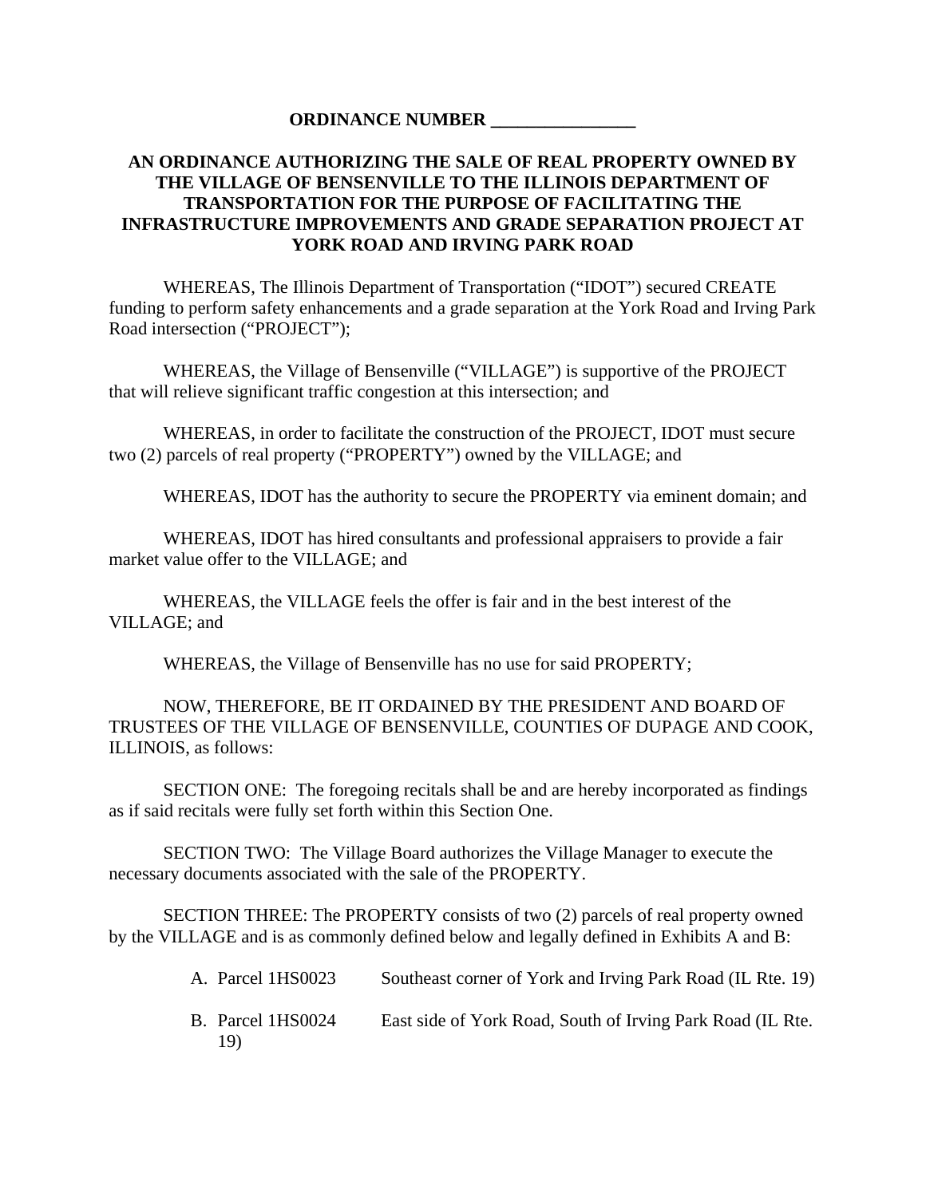**ORDINANCE NUMBER ________________**

**AN ORDINANCE AUTHORIZING THE SALE OF REAL PROPERTY OWNED BY THE VILLAGE OF BENSENVILLE TO THE ILLINOIS DEPARTMENT OF TRANSPORTATION FOR THE PURPOSE OF FACILITATING THE INFRASTRUCTURE IMPROVEMENTS AND GRADE SEPARATION PROJECT AT YORK ROAD AND IRVING PARK ROAD**

WHEREAS, The Illinois Department of Transportation ("IDOT") secured CREATE funding to perform safety enhancements and a grade separation at the York Road and Irving Park Road intersection ("PROJECT");

WHEREAS, the Village of Bensenville ("VILLAGE") is supportive of the PROJECT that will relieve significant traffic congestion at this intersection; and

WHEREAS, in order to facilitate the construction of the PROJECT, IDOT must secure two (2) parcels of real property ("PROPERTY") owned by the VILLAGE; and

WHEREAS, IDOT has the authority to secure the PROPERTY via eminent domain; and

WHEREAS, IDOT has hired consultants and professional appraisers to provide a fair market value offer to the VILLAGE; and

WHEREAS, the VILLAGE feels the offer is fair and in the best interest of the VILLAGE; and

WHEREAS, the Village of Bensenville has no use for said PROPERTY;

NOW, THEREFORE, BE IT ORDAINED BY THE PRESIDENT AND BOARD OF TRUSTEES OF THE VILLAGE OF BENSENVILLE, COUNTIES OF DUPAGE AND COOK, ILLINOIS, as follows:

SECTION ONE: The foregoing recitals shall be and are hereby incorporated as findings as if said recitals were fully set forth within this Section One.

SECTION TWO: The Village Board authorizes the Village Manager to execute the necessary documents associated with the sale of the PROPERTY.

SECTION THREE: The PROPERTY consists of two (2) parcels of real property owned by the VILLAGE and is as commonly defined below and legally defined in Exhibits A and B:

A. Parcel 1HS0023 Southeast corner of York and Irving Park Road (IL Rte. 19)

B. Parcel 1HS0024 East side of York Road, South of Irving Park Road (IL Rte. 19)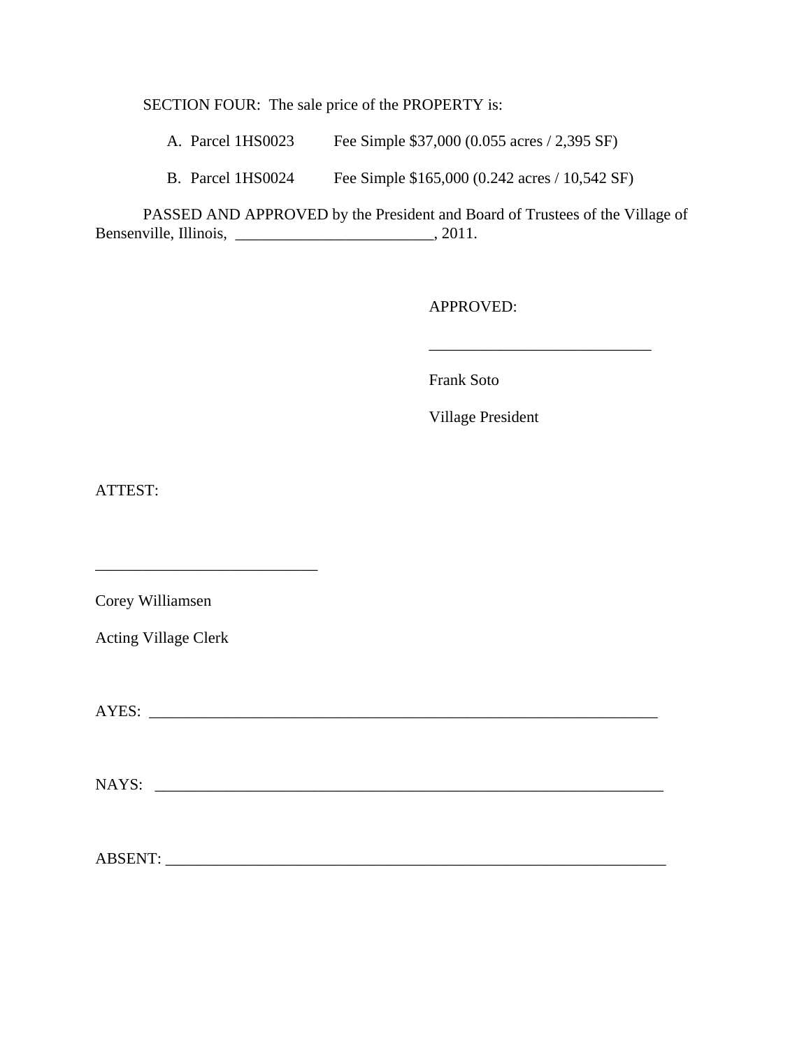SECTION FOUR: The sale price of the PROPERTY is:

A. Parcel 1HS0023 Fee Simple $37,000 (0.055 acres / 2,395 SF)

B. Parcel 1HS0024 Fee Simple $165,000 (0.242 acres / 10,542 SF)

PASSED AND APPROVED by the President and Board of Trustees of the Village of Bensenville, Illinois, _________________________, 2011.

APPROVED:

____________________________

Frank Soto

Village President

ATTEST:

____________________________

Corey Williamsen

Acting Village Clerk

AYES: ____________________________________________________________________

NAYS: ____________________________________________________________________

ABSENT: __________________________________________________________________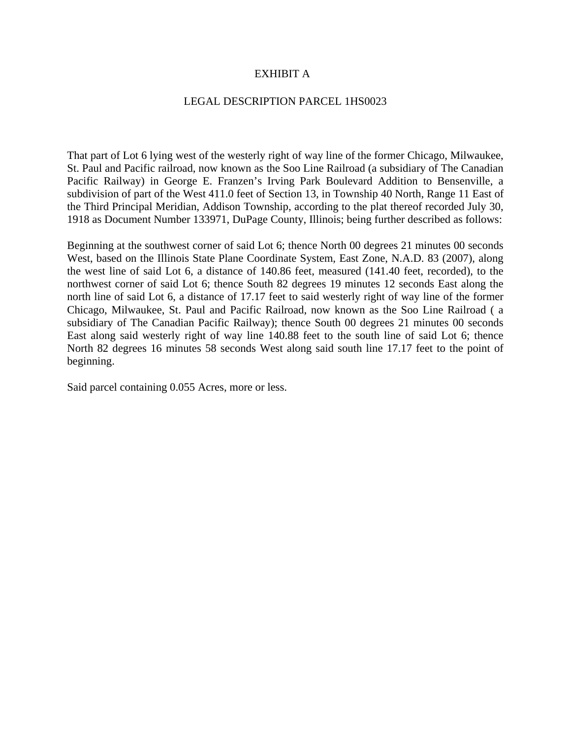# EXHIBIT A

## LEGAL DESCRIPTION PARCEL 1HS0023

That part of Lot 6 lying west of the westerly right of way line of the former Chicago, Milwaukee, St. Paul and Pacific railroad, now known as the Soo Line Railroad (a subsidiary of The Canadian Pacific Railway) in George E. Franzen's Irving Park Boulevard Addition to Bensenville, a subdivision of part of the West 411.0 feet of Section 13, in Township 40 North, Range 11 East of the Third Principal Meridian, Addison Township, according to the plat thereof recorded July 30, 1918 as Document Number 133971, DuPage County, Illinois; being further described as follows:

Beginning at the southwest corner of said Lot 6; thence North 00 degrees 21 minutes 00 seconds West, based on the Illinois State Plane Coordinate System, East Zone, N.A.D. 83 (2007), along the west line of said Lot 6, a distance of 140.86 feet, measured (141.40 feet, recorded), to the northwest corner of said Lot 6; thence South 82 degrees 19 minutes 12 seconds East along the north line of said Lot 6, a distance of 17.17 feet to said westerly right of way line of the former Chicago, Milwaukee, St. Paul and Pacific Railroad, now known as the Soo Line Railroad ( a subsidiary of The Canadian Pacific Railway); thence South 00 degrees 21 minutes 00 seconds East along said westerly right of way line 140.88 feet to the south line of said Lot 6; thence North 82 degrees 16 minutes 58 seconds West along said south line 17.17 feet to the point of beginning.

Said parcel containing 0.055 Acres, more or less.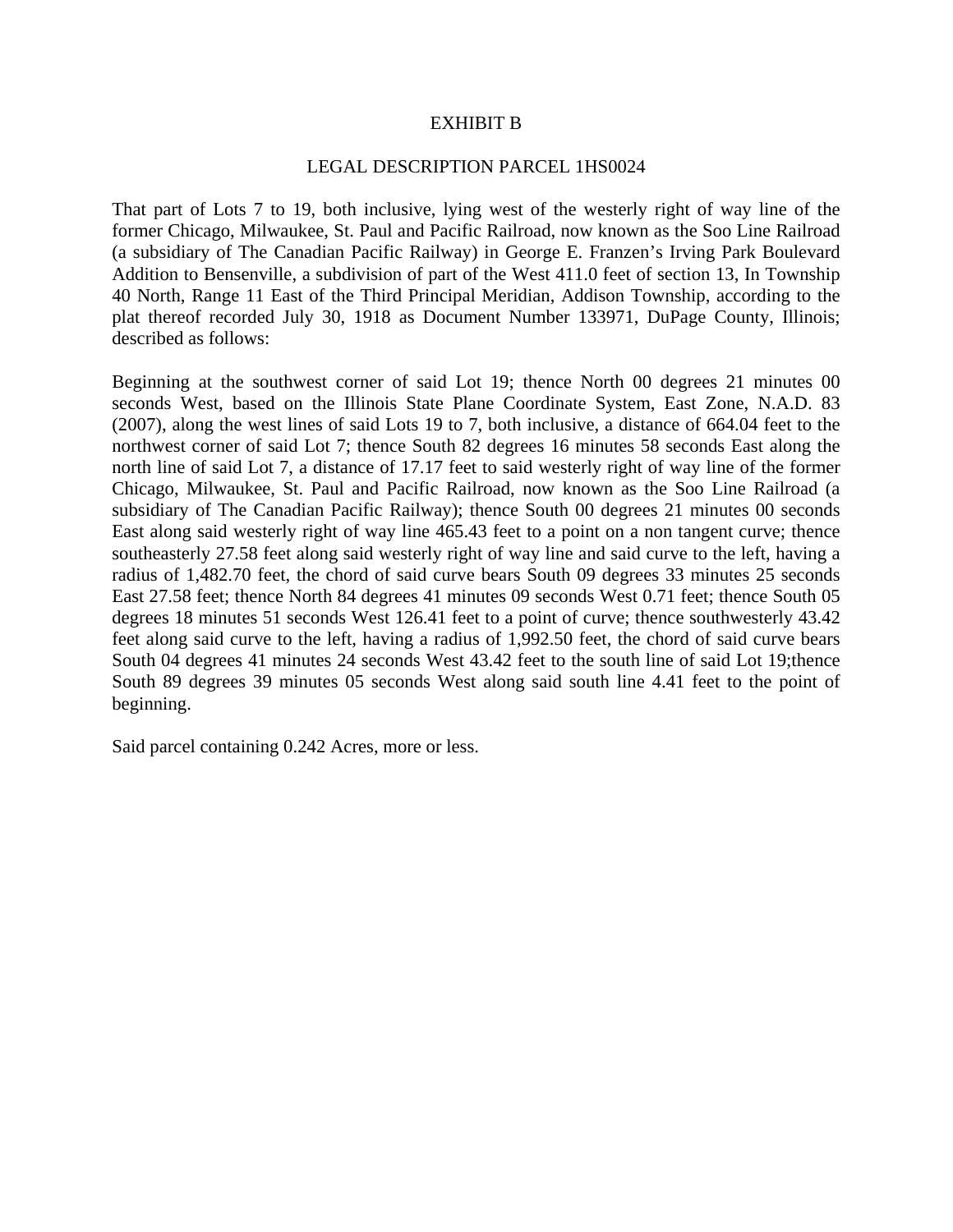# EXHIBIT B

## LEGAL DESCRIPTION PARCEL 1HS0024

That part of Lots 7 to 19, both inclusive, lying west of the westerly right of way line of the former Chicago, Milwaukee, St. Paul and Pacific Railroad, now known as the Soo Line Railroad (a subsidiary of The Canadian Pacific Railway) in George E. Franzen's Irving Park Boulevard Addition to Bensenville, a subdivision of part of the West 411.0 feet of section 13, In Township 40 North, Range 11 East of the Third Principal Meridian, Addison Township, according to the plat thereof recorded July 30, 1918 as Document Number 133971, DuPage County, Illinois; described as follows:

Beginning at the southwest corner of said Lot 19; thence North 00 degrees 21 minutes 00 seconds West, based on the Illinois State Plane Coordinate System, East Zone, N.A.D. 83 (2007), along the west lines of said Lots 19 to 7, both inclusive, a distance of 664.04 feet to the northwest corner of said Lot 7; thence South 82 degrees 16 minutes 58 seconds East along the north line of said Lot 7, a distance of 17.17 feet to said westerly right of way line of the former Chicago, Milwaukee, St. Paul and Pacific Railroad, now known as the Soo Line Railroad (a subsidiary of The Canadian Pacific Railway); thence South 00 degrees 21 minutes 00 seconds East along said westerly right of way line 465.43 feet to a point on a non tangent curve; thence southeasterly 27.58 feet along said westerly right of way line and said curve to the left, having a radius of 1,482.70 feet, the chord of said curve bears South 09 degrees 33 minutes 25 seconds East 27.58 feet; thence North 84 degrees 41 minutes 09 seconds West 0.71 feet; thence South 05 degrees 18 minutes 51 seconds West 126.41 feet to a point of curve; thence southwesterly 43.42 feet along said curve to the left, having a radius of 1,992.50 feet, the chord of said curve bears South 04 degrees 41 minutes 24 seconds West 43.42 feet to the south line of said Lot 19;thence South 89 degrees 39 minutes 05 seconds West along said south line 4.41 feet to the point of beginning.

Said parcel containing 0.242 Acres, more or less.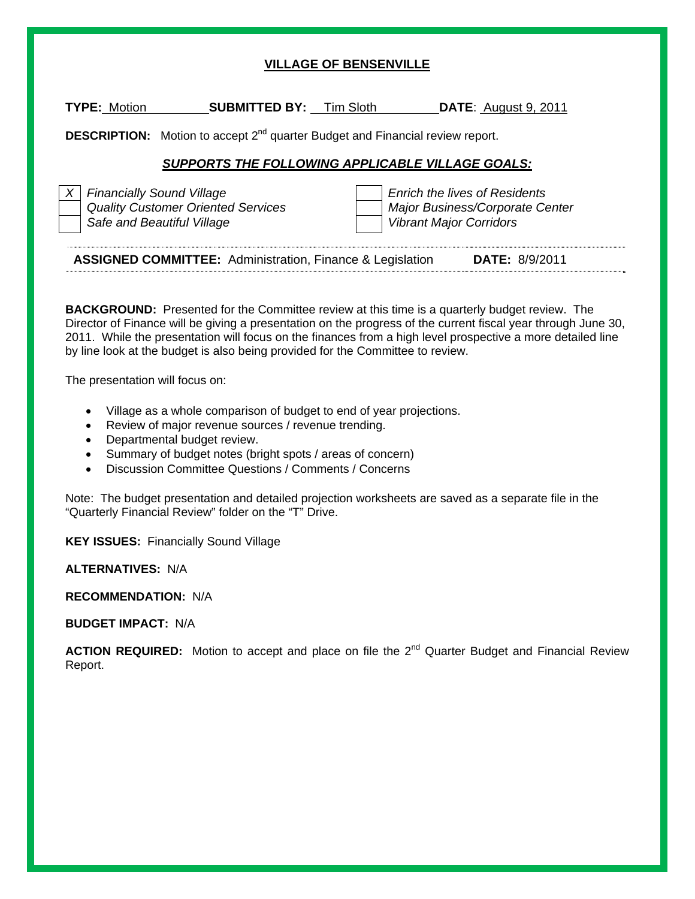## VILLAGE OF BENSENVILLE

**TYPE:** Motion **SUBMITTED BY:** Tim Sloth **DATE:** August 9, 2011

**DESCRIPTION:** Motion to accept 2nd quarter Budget and Financial review report.

### *SUPPORTS THE FOLLOWING APPLICABLE VILLAGE GOALS:*

| | | | |
|---|---|---|---|
| X | *Financially Sound Village* | | *Enrich the lives of Residents* |
| | *Quality Customer Oriented Services* | | *Major Business/Corporate Center* |
| | *Safe and Beautiful Village* | | *Vibrant Major Corridors* |

**ASSIGNED COMMITTEE:** Administration, Finance & Legislation **DATE:** 8/9/2011

**BACKGROUND:** Presented for the Committee review at this time is a quarterly budget review. The Director of Finance will be giving a presentation on the progress of the current fiscal year through June 30, 2011. While the presentation will focus on the finances from a high level prospective a more detailed line by line look at the budget is also being provided for the Committee to review.

The presentation will focus on:

- Village as a whole comparison of budget to end of year projections.
- Review of major revenue sources / revenue trending.
- Departmental budget review.
- Summary of budget notes (bright spots / areas of concern)
- Discussion Committee Questions / Comments / Concerns

Note: The budget presentation and detailed projection worksheets are saved as a separate file in the "Quarterly Financial Review" folder on the "T" Drive.

**KEY ISSUES:** Financially Sound Village

**ALTERNATIVES:** N/A

**RECOMMENDATION:** N/A

**BUDGET IMPACT:** N/A

**ACTION REQUIRED:** Motion to accept and place on file the 2nd Quarter Budget and Financial Review Report.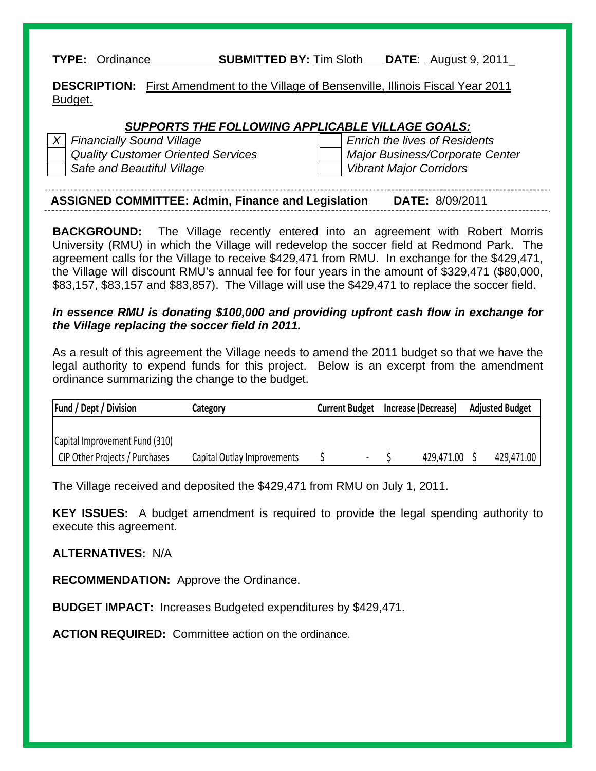**TYPE:** Ordinance **SUBMITTED BY:** Tim Sloth **DATE**: August 9, 2011

**DESCRIPTION:** First Amendment to the Village of Bensenville, Illinois Fiscal Year 2011 Budget.

***SUPPORTS THE FOLLOWING APPLICABLE VILLAGE GOALS:***

| | | | |
|---|---|---|---|
| X | *Financially Sound Village* | | *Enrich the lives of Residents* |
| | *Quality Customer Oriented Services* | | *Major Business/Corporate Center* |
| | *Safe and Beautiful Village* | | *Vibrant Major Corridors* |

**ASSIGNED COMMITTEE: Admin, Finance and Legislation** **DATE:** 8/09/2011

**BACKGROUND:** The Village recently entered into an agreement with Robert Morris University (RMU) in which the Village will redevelop the soccer field at Redmond Park. The agreement calls for the Village to receive $429,471 from RMU. In exchange for the $429,471, the Village will discount RMU's annual fee for four years in the amount of $329,471 ($80,000, $83,157, $83,157 and $83,857). The Village will use the $429,471 to replace the soccer field.

***In essence RMU is donating $100,000 and providing upfront cash flow in exchange for the Village replacing the soccer field in 2011.***

As a result of this agreement the Village needs to amend the 2011 budget so that we have the legal authority to expend funds for this project. Below is an excerpt from the amendment ordinance summarizing the change to the budget.

| Fund / Dept / Division | Category | Current Budget | Increase (Decrease) | Adjusted Budget |
|---|---|---|---|---|
| Capital Improvement Fund (310) | | | | |
| CIP Other Projects / Purchases | Capital Outlay Improvements | $ - | $ 429,471.00 | $ 429,471.00 |

The Village received and deposited the $429,471 from RMU on July 1, 2011.

**KEY ISSUES:** A budget amendment is required to provide the legal spending authority to execute this agreement.

**ALTERNATIVES:** N/A

**RECOMMENDATION:** Approve the Ordinance.

**BUDGET IMPACT:** Increases Budgeted expenditures by $429,471.

**ACTION REQUIRED:** Committee action on the ordinance.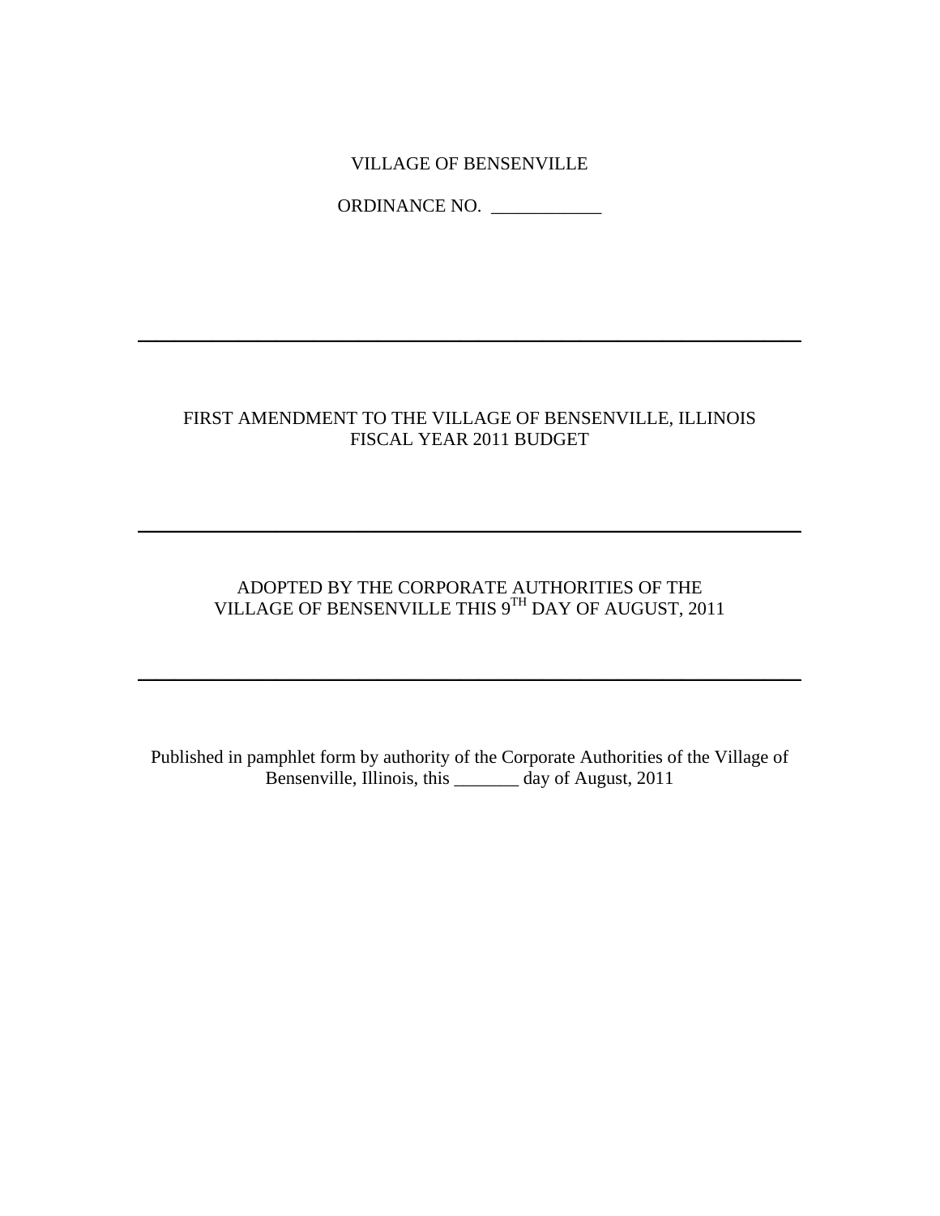VILLAGE OF BENSENVILLE

ORDINANCE NO. ____________

---

FIRST AMENDMENT TO THE VILLAGE OF BENSENVILLE, ILLINOIS
FISCAL YEAR 2011 BUDGET

---

ADOPTED BY THE CORPORATE AUTHORITIES OF THE
VILLAGE OF BENSENVILLE THIS 9TH DAY OF AUGUST, 2011

---

Published in pamphlet form by authority of the Corporate Authorities of the Village of Bensenville, Illinois, this _______ day of August, 2011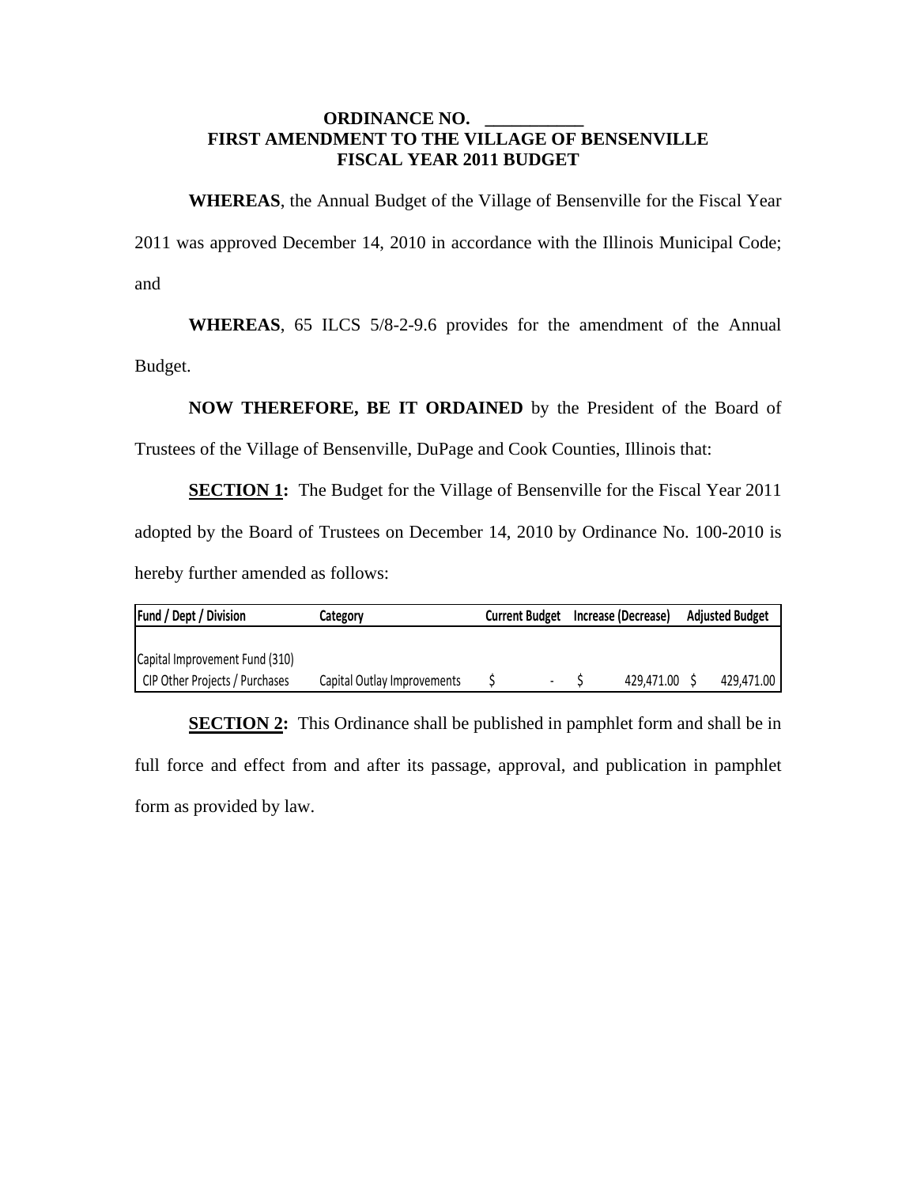**ORDINANCE NO. \_\_\_\_\_\_\_\_\_\_\_**
**FIRST AMENDMENT TO THE VILLAGE OF BENSENVILLE**
**FISCAL YEAR 2011 BUDGET**

**WHEREAS**, the Annual Budget of the Village of Bensenville for the Fiscal Year 2011 was approved December 14, 2010 in accordance with the Illinois Municipal Code; and

**WHEREAS**, 65 ILCS 5/8-2-9.6 provides for the amendment of the Annual Budget.

**NOW THEREFORE, BE IT ORDAINED** by the President of the Board of Trustees of the Village of Bensenville, DuPage and Cook Counties, Illinois that:

**SECTION 1:** The Budget for the Village of Bensenville for the Fiscal Year 2011 adopted by the Board of Trustees on December 14, 2010 by Ordinance No. 100-2010 is hereby further amended as follows:

| Fund / Dept / Division | Category | Current Budget | Increase (Decrease) | Adjusted Budget |
|---|---|---|---|---|
| Capital Improvement Fund (310) | | | | |
| CIP Other Projects / Purchases | Capital Outlay Improvements | $ - | $ 429,471.00 | $ 429,471.00 |

**SECTION 2:** This Ordinance shall be published in pamphlet form and shall be in full force and effect from and after its passage, approval, and publication in pamphlet form as provided by law.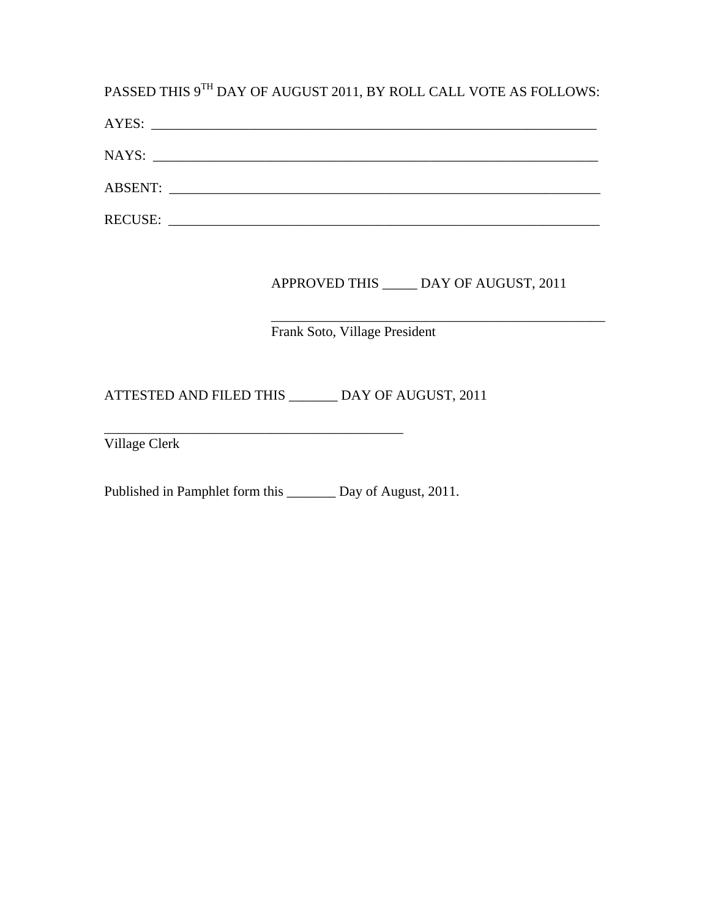PASSED THIS 9TH DAY OF AUGUST 2011, BY ROLL CALL VOTE AS FOLLOWS:

AYES: _______________________________________________________________

NAYS: _______________________________________________________________

ABSENT: _____________________________________________________________

RECUSE: _____________________________________________________________

APPROVED THIS _____ DAY OF AUGUST, 2011

__________________________________________________
Frank Soto, Village President

ATTESTED AND FILED THIS _______ DAY OF AUGUST, 2011

____________________________________________
Village Clerk

Published in Pamphlet form this _______ Day of August, 2011.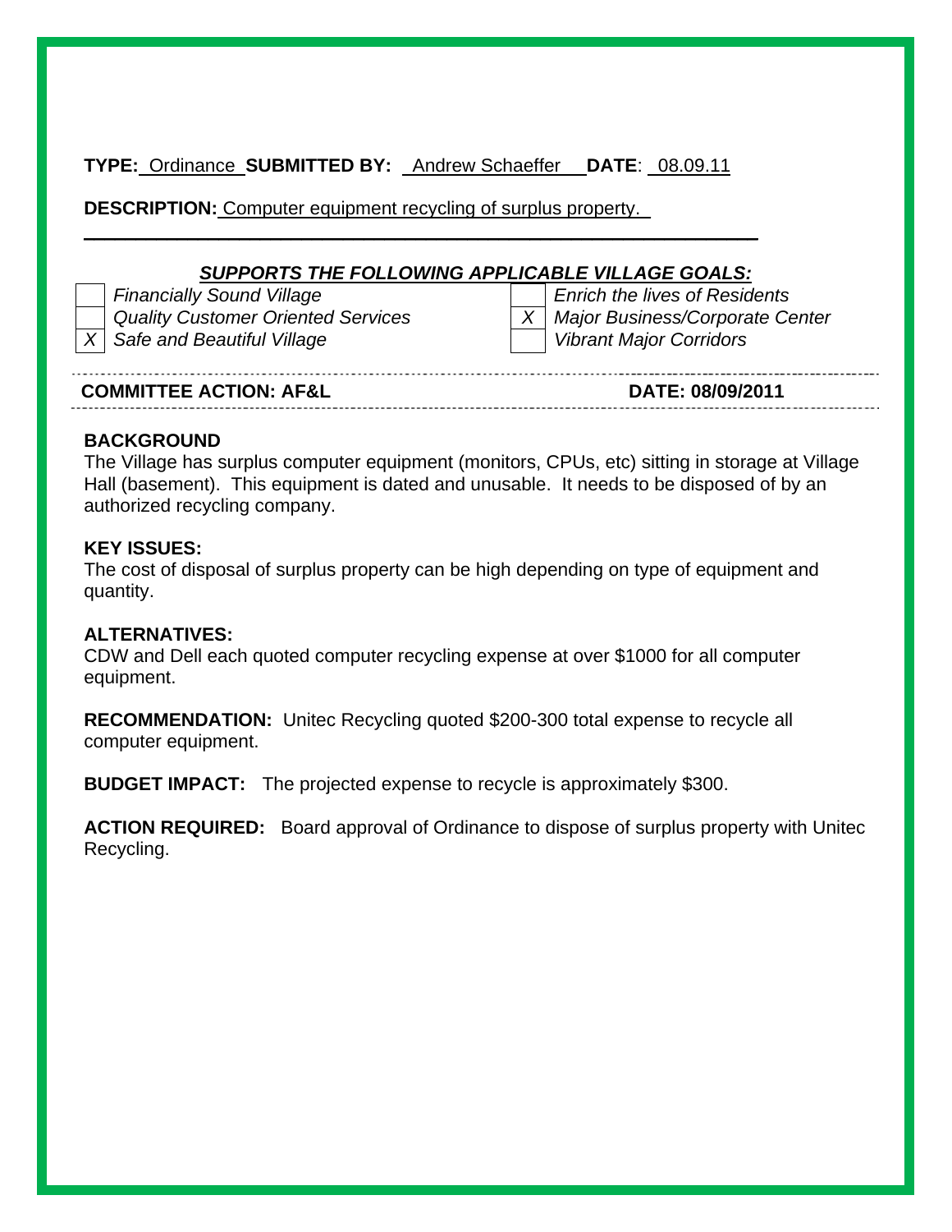**TYPE:** Ordinance **SUBMITTED BY:** Andrew Schaeffer **DATE**: 08.09.11

**DESCRIPTION:** Computer equipment recycling of surplus property.

***SUPPORTS THE FOLLOWING APPLICABLE VILLAGE GOALS:***

| | | | |
|---|---|---|---|
| | *Financially Sound Village* | | *Enrich the lives of Residents* |
| | *Quality Customer Oriented Services* | *X* | *Major Business/Corporate Center* |
| *X* | *Safe and Beautiful Village* | | *Vibrant Major Corridors* |

**COMMITTEE ACTION: AF&L** **DATE: 08/09/2011**

**BACKGROUND**

The Village has surplus computer equipment (monitors, CPUs, etc) sitting in storage at Village Hall (basement). This equipment is dated and unusable. It needs to be disposed of by an authorized recycling company.

**KEY ISSUES:**

The cost of disposal of surplus property can be high depending on type of equipment and quantity.

**ALTERNATIVES:**

CDW and Dell each quoted computer recycling expense at over $1000 for all computer equipment.

**RECOMMENDATION:** Unitec Recycling quoted $200-300 total expense to recycle all computer equipment.

**BUDGET IMPACT:** The projected expense to recycle is approximately $300.

**ACTION REQUIRED:** Board approval of Ordinance to dispose of surplus property with Unitec Recycling.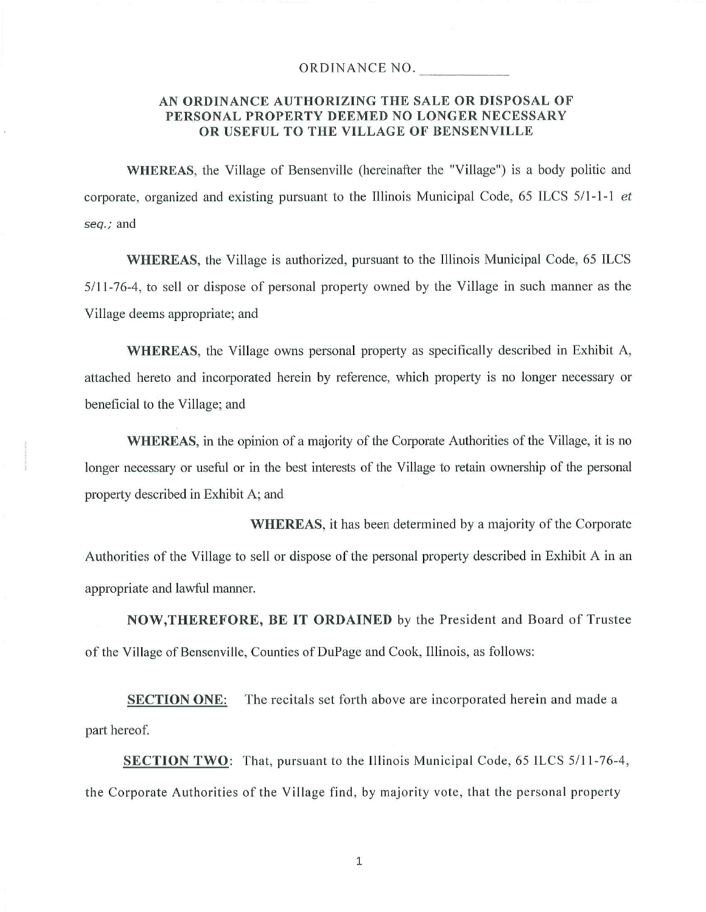ORDINANCE NO. ____________

## AN ORDINANCE AUTHORIZING THE SALE OR DISPOSAL OF PERSONAL PROPERTY DEEMED NO LONGER NECESSARY OR USEFUL TO THE VILLAGE OF BENSENVILLE

**WHEREAS**, the Village of Bensenville (hereinafter the "Village") is a body politic and corporate, organized and existing pursuant to the Illinois Municipal Code, 65 ILCS 5/1-1-1 *et seq.;* and

**WHEREAS**, the Village is authorized, pursuant to the Illinois Municipal Code, 65 ILCS 5/11-76-4, to sell or dispose of personal property owned by the Village in such manner as the Village deems appropriate; and

**WHEREAS**, the Village owns personal property as specifically described in Exhibit A, attached hereto and incorporated herein by reference, which property is no longer necessary or beneficial to the Village; and

**WHEREAS**, in the opinion of a majority of the Corporate Authorities of the Village, it is no longer necessary or useful or in the best interests of the Village to retain ownership of the personal property described in Exhibit A; and

**WHEREAS**, it has been determined by a majority of the Corporate Authorities of the Village to sell or dispose of the personal property described in Exhibit A in an appropriate and lawful manner.

**NOW,THEREFORE, BE IT ORDAINED** by the President and Board of Trustee of the Village of Bensenville, Counties of DuPage and Cook, Illinois, as follows:

**SECTION ONE**: The recitals set forth above are incorporated herein and made a part hereof.

**SECTION TWO**: That, pursuant to the Illinois Municipal Code, 65 ILCS 5/11-76-4, the Corporate Authorities of the Village find, by majority vote, that the personal property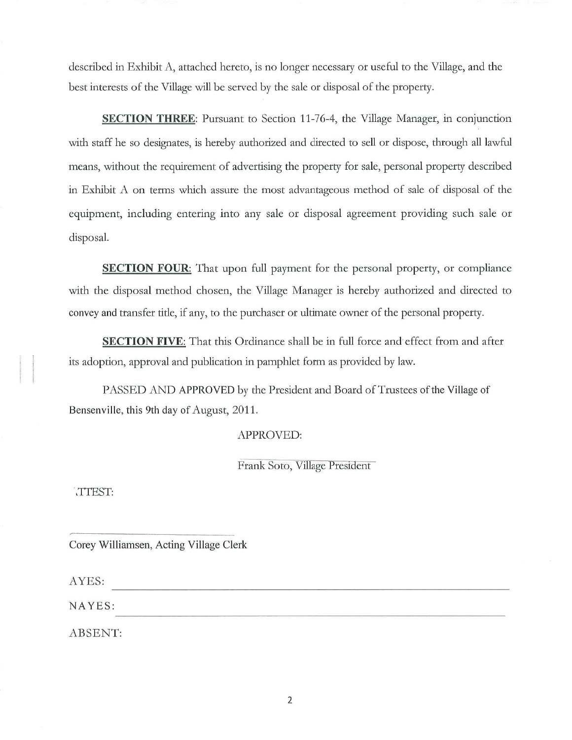described in Exhibit A, attached hereto, is no longer necessary or useful to the Village, and the best interests of the Village will be served by the sale or disposal of the property.

**SECTION THREE**: Pursuant to Section 11-76-4, the Village Manager, in conjunction with staff he so designates, is hereby authorized and directed to sell or dispose, through all lawful means, without the requirement of advertising the property for sale, personal property described in Exhibit A on terms which assure the most advantageous method of sale of disposal of the equipment, including entering into any sale or disposal agreement providing such sale or disposal.

**SECTION FOUR**: That upon full payment for the personal property, or compliance with the disposal method chosen, the Village Manager is hereby authorized and directed to convey and transfer title, if any, to the purchaser or ultimate owner of the personal property.

**SECTION FIVE**: That this Ordinance shall be in full force and effect from and after its adoption, approval and publication in pamphlet form as provided by law.

PASSED AND APPROVED by the President and Board of Trustees of the Village of Bensenville, this 9th day of August, 2011.

APPROVED:

Frank Soto, Village President

ATTEST:

Corey Williamsen, Acting Village Clerk

AYES:

NAYES:

ABSENT: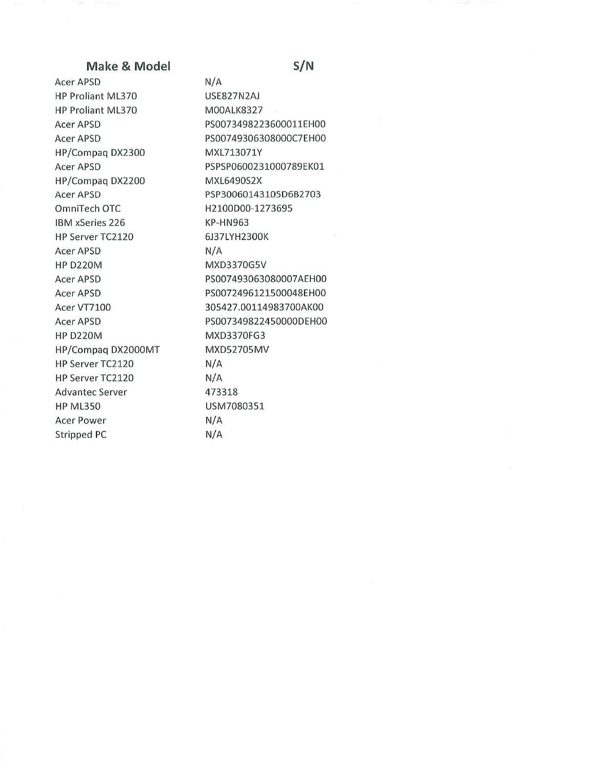| Make & Model | S/N |
| --- | --- |
| Acer APSD | N/A |
| HP Proliant ML370 | USE827N2AJ |
| HP Proliant ML370 | M00ALK8327 |
| Acer APSD | PS0073498223600011EH00 |
| Acer APSD | PS00749306308000C7EH00 |
| HP/Compaq DX2300 | MXL713071Y |
| Acer APSD | PSPSP0600231000789EK01 |
| HP/Compaq DX2200 | MXL6490S2X |
| Acer APSD | PSP30060143105D6B2703 |
| OmniTech OTC | H2100D00-1273695 |
| IBM xSeries 226 | KP-HN963 |
| HP Server TC2120 | 6J37LYH2300K |
| Acer APSD | N/A |
| HP D220M | MXD3370G5V |
| Acer APSD | PS007493063080007AEH00 |
| Acer APSD | PS0072496121500048EH00 |
| Acer VT7100 | 305427.00114983700AK00 |
| Acer APSD | PS007349822450000DEH00 |
| HP D220M | MXD3370FG3 |
| HP/Compaq DX2000MT | MXD52705MV |
| HP Server TC2120 | N/A |
| HP Server TC2120 | N/A |
| Advantec Server | 473318 |
| HP ML350 | USM7080351 |
| Acer Power | N/A |
| Stripped PC | N/A |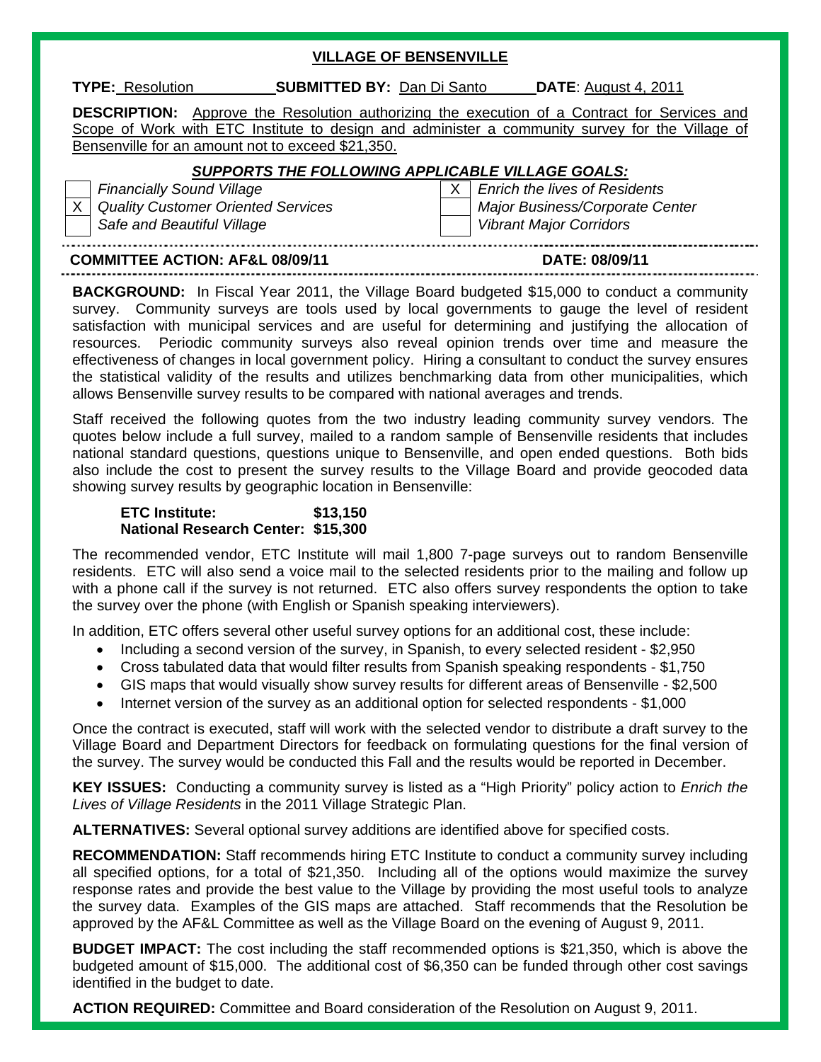## VILLAGE OF BENSENVILLE

**TYPE:** Resolution **SUBMITTED BY:** Dan Di Santo **DATE**: August 4, 2011

**DESCRIPTION:** Approve the Resolution authorizing the execution of a Contract for Services and Scope of Work with ETC Institute to design and administer a community survey for the Village of Bensenville for an amount not to exceed $21,350.

***SUPPORTS THE FOLLOWING APPLICABLE VILLAGE GOALS:***

| | | | |
|---|---|---|---|
| | *Financially Sound Village* | X | *Enrich the lives of Residents* |
| X | *Quality Customer Oriented Services* | | *Major Business/Corporate Center* |
| | *Safe and Beautiful Village* | | *Vibrant Major Corridors* |

**COMMITTEE ACTION: AF&L 08/09/11** **DATE: 08/09/11**

**BACKGROUND:** In Fiscal Year 2011, the Village Board budgeted $15,000 to conduct a community survey. Community surveys are tools used by local governments to gauge the level of resident satisfaction with municipal services and are useful for determining and justifying the allocation of resources. Periodic community surveys also reveal opinion trends over time and measure the effectiveness of changes in local government policy. Hiring a consultant to conduct the survey ensures the statistical validity of the results and utilizes benchmarking data from other municipalities, which allows Bensenville survey results to be compared with national averages and trends.

Staff received the following quotes from the two industry leading community survey vendors. The quotes below include a full survey, mailed to a random sample of Bensenville residents that includes national standard questions, questions unique to Bensenville, and open ended questions. Both bids also include the cost to present the survey results to the Village Board and provide geocoded data showing survey results by geographic location in Bensenville:

**ETC Institute: $13,150**
**National Research Center: $15,300**

The recommended vendor, ETC Institute will mail 1,800 7-page surveys out to random Bensenville residents. ETC will also send a voice mail to the selected residents prior to the mailing and follow up with a phone call if the survey is not returned. ETC also offers survey respondents the option to take the survey over the phone (with English or Spanish speaking interviewers).

In addition, ETC offers several other useful survey options for an additional cost, these include:

- Including a second version of the survey, in Spanish, to every selected resident - $2,950
- Cross tabulated data that would filter results from Spanish speaking respondents - $1,750
- GIS maps that would visually show survey results for different areas of Bensenville - $2,500
- Internet version of the survey as an additional option for selected respondents - $1,000

Once the contract is executed, staff will work with the selected vendor to distribute a draft survey to the Village Board and Department Directors for feedback on formulating questions for the final version of the survey. The survey would be conducted this Fall and the results would be reported in December.

**KEY ISSUES:** Conducting a community survey is listed as a "High Priority" policy action to *Enrich the Lives of Village Residents* in the 2011 Village Strategic Plan.

**ALTERNATIVES:** Several optional survey additions are identified above for specified costs.

**RECOMMENDATION:** Staff recommends hiring ETC Institute to conduct a community survey including all specified options, for a total of $21,350. Including all of the options would maximize the survey response rates and provide the best value to the Village by providing the most useful tools to analyze the survey data. Examples of the GIS maps are attached. Staff recommends that the Resolution be approved by the AF&L Committee as well as the Village Board on the evening of August 9, 2011.

**BUDGET IMPACT:** The cost including the staff recommended options is $21,350, which is above the budgeted amount of $15,000. The additional cost of $6,350 can be funded through other cost savings identified in the budget to date.

**ACTION REQUIRED:** Committee and Board consideration of the Resolution on August 9, 2011.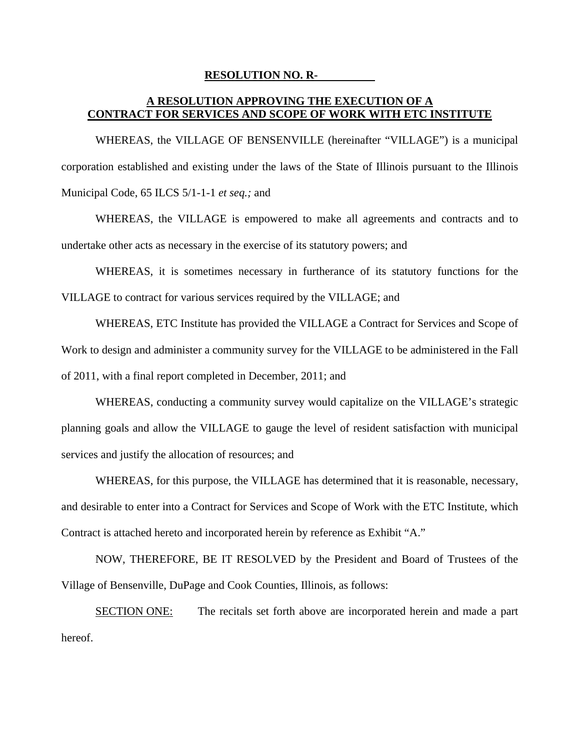**RESOLUTION NO. R-\_\_\_\_\_\_\_\_\_\_**

**A RESOLUTION APPROVING THE EXECUTION OF A CONTRACT FOR SERVICES AND SCOPE OF WORK WITH ETC INSTITUTE**

WHEREAS, the VILLAGE OF BENSENVILLE (hereinafter "VILLAGE") is a municipal corporation established and existing under the laws of the State of Illinois pursuant to the Illinois Municipal Code, 65 ILCS 5/1-1-1 *et seq.;* and

WHEREAS, the VILLAGE is empowered to make all agreements and contracts and to undertake other acts as necessary in the exercise of its statutory powers; and

WHEREAS, it is sometimes necessary in furtherance of its statutory functions for the VILLAGE to contract for various services required by the VILLAGE; and

WHEREAS, ETC Institute has provided the VILLAGE a Contract for Services and Scope of Work to design and administer a community survey for the VILLAGE to be administered in the Fall of 2011, with a final report completed in December, 2011; and

WHEREAS, conducting a community survey would capitalize on the VILLAGE's strategic planning goals and allow the VILLAGE to gauge the level of resident satisfaction with municipal services and justify the allocation of resources; and

WHEREAS, for this purpose, the VILLAGE has determined that it is reasonable, necessary, and desirable to enter into a Contract for Services and Scope of Work with the ETC Institute, which Contract is attached hereto and incorporated herein by reference as Exhibit "A."

NOW, THEREFORE, BE IT RESOLVED by the President and Board of Trustees of the Village of Bensenville, DuPage and Cook Counties, Illinois, as follows:

SECTION ONE: The recitals set forth above are incorporated herein and made a part hereof.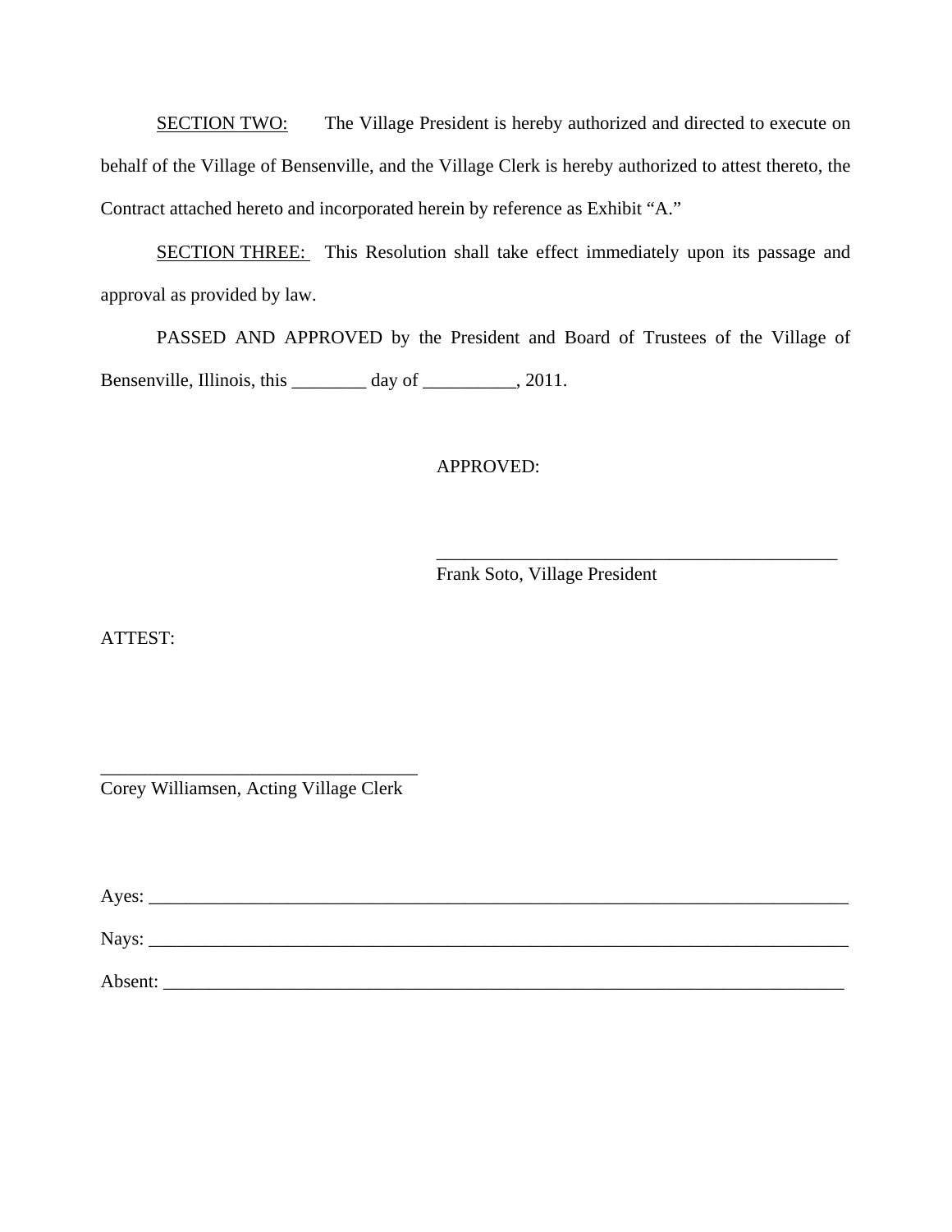SECTION TWO: The Village President is hereby authorized and directed to execute on behalf of the Village of Bensenville, and the Village Clerk is hereby authorized to attest thereto, the Contract attached hereto and incorporated herein by reference as Exhibit "A."

SECTION THREE: This Resolution shall take effect immediately upon its passage and approval as provided by law.

PASSED AND APPROVED by the President and Board of Trustees of the Village of Bensenville, Illinois, this ________ day of __________, 2011.

APPROVED:

_____________________________________________
Frank Soto, Village President

ATTEST:

___________________________________
Corey Williamsen, Acting Village Clerk

Ayes: ______________________________________________________________________________

Nays: ______________________________________________________________________________

Absent: ____________________________________________________________________________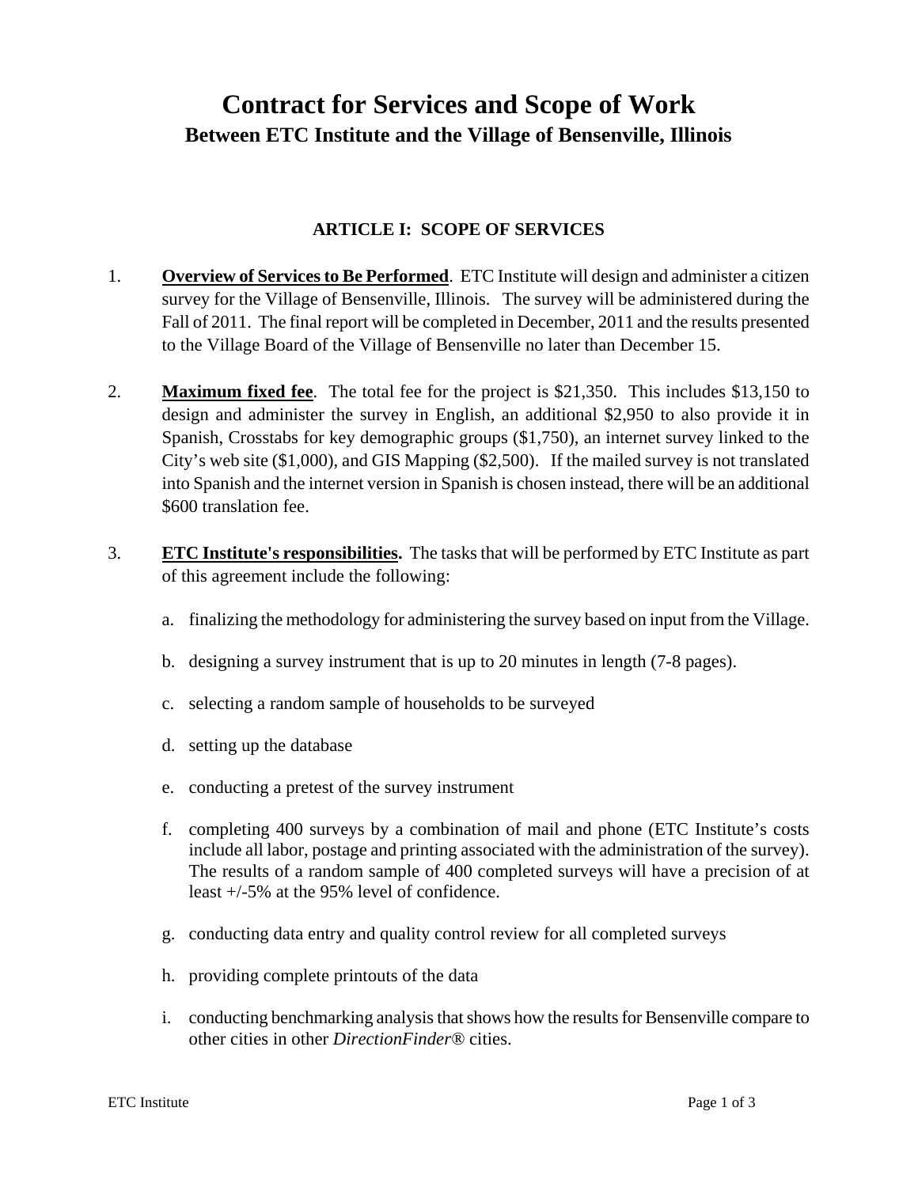# Contract for Services and Scope of Work
## Between ETC Institute and the Village of Bensenville, Illinois

### ARTICLE I: SCOPE OF SERVICES

1. **__Overview of Services to Be Performed__**. ETC Institute will design and administer a citizen survey for the Village of Bensenville, Illinois. The survey will be administered during the Fall of 2011. The final report will be completed in December, 2011 and the results presented to the Village Board of the Village of Bensenville no later than December 15.

2. **__Maximum fixed fee__**. The total fee for the project is $21,350. This includes $13,150 to design and administer the survey in English, an additional $2,950 to also provide it in Spanish, Crosstabs for key demographic groups ($1,750), an internet survey linked to the City's web site ($1,000), and GIS Mapping ($2,500). If the mailed survey is not translated into Spanish and the internet version in Spanish is chosen instead, there will be an additional $600 translation fee.

3. **__ETC Institute's responsibilities__.** The tasks that will be performed by ETC Institute as part of this agreement include the following:

   a. finalizing the methodology for administering the survey based on input from the Village.

   b. designing a survey instrument that is up to 20 minutes in length (7-8 pages).

   c. selecting a random sample of households to be surveyed

   d. setting up the database

   e. conducting a pretest of the survey instrument

   f. completing 400 surveys by a combination of mail and phone (ETC Institute's costs include all labor, postage and printing associated with the administration of the survey). The results of a random sample of 400 completed surveys will have a precision of at least +/-5% at the 95% level of confidence.

   g. conducting data entry and quality control review for all completed surveys

   h. providing complete printouts of the data

   i. conducting benchmarking analysis that shows how the results for Bensenville compare to other cities in other *DirectionFinder®* cities.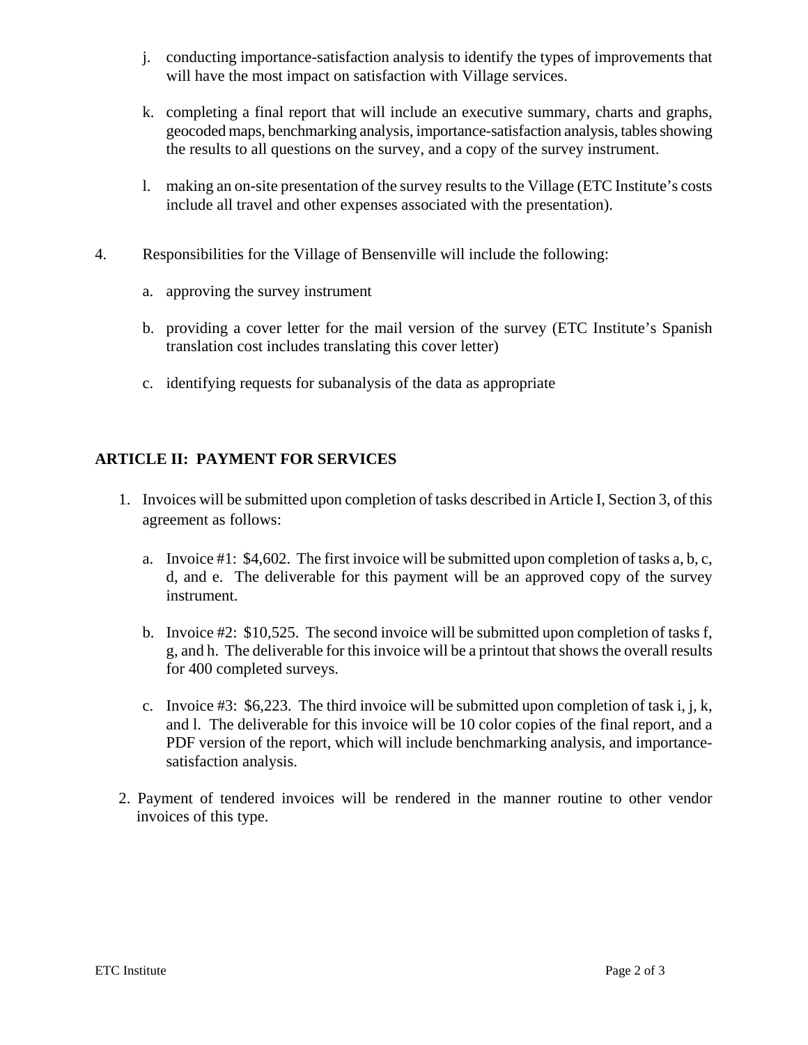j. conducting importance-satisfaction analysis to identify the types of improvements that will have the most impact on satisfaction with Village services.

k. completing a final report that will include an executive summary, charts and graphs, geocoded maps, benchmarking analysis, importance-satisfaction analysis, tables showing the results to all questions on the survey, and a copy of the survey instrument.

l. making an on-site presentation of the survey results to the Village (ETC Institute's costs include all travel and other expenses associated with the presentation).

4. Responsibilities for the Village of Bensenville will include the following:

   a. approving the survey instrument

   b. providing a cover letter for the mail version of the survey (ETC Institute's Spanish translation cost includes translating this cover letter)

   c. identifying requests for subanalysis of the data as appropriate

## ARTICLE II: PAYMENT FOR SERVICES

1. Invoices will be submitted upon completion of tasks described in Article I, Section 3, of this agreement as follows:

   a. Invoice #1: $4,602. The first invoice will be submitted upon completion of tasks a, b, c, d, and e. The deliverable for this payment will be an approved copy of the survey instrument.

   b. Invoice #2: $10,525. The second invoice will be submitted upon completion of tasks f, g, and h. The deliverable for this invoice will be a printout that shows the overall results for 400 completed surveys.

   c. Invoice #3: $6,223. The third invoice will be submitted upon completion of task i, j, k, and l. The deliverable for this invoice will be 10 color copies of the final report, and a PDF version of the report, which will include benchmarking analysis, and importance-satisfaction analysis.

2. Payment of tendered invoices will be rendered in the manner routine to other vendor invoices of this type.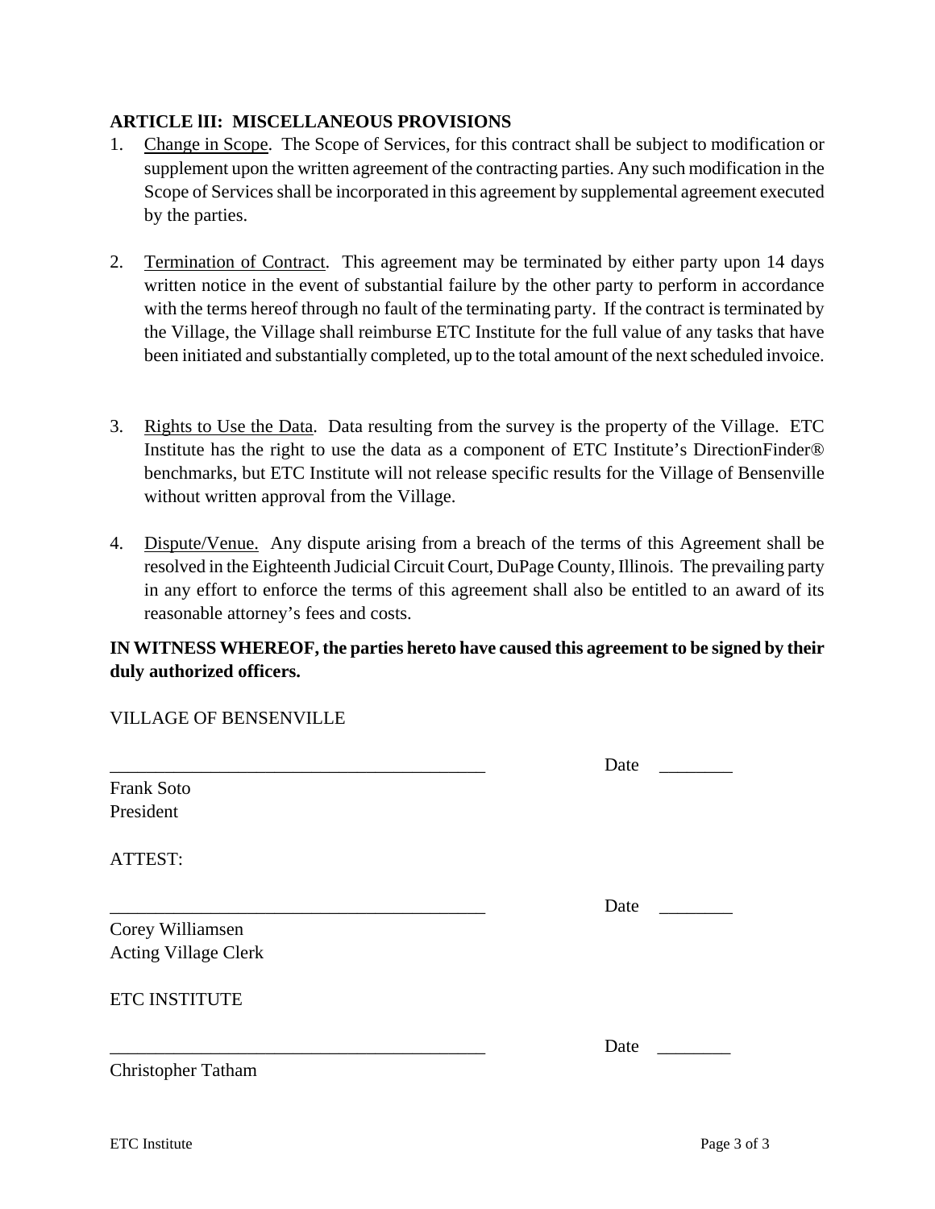## ARTICLE lII: MISCELLANEOUS PROVISIONS

1. Change in Scope. The Scope of Services, for this contract shall be subject to modification or supplement upon the written agreement of the contracting parties. Any such modification in the Scope of Services shall be incorporated in this agreement by supplemental agreement executed by the parties.

2. Termination of Contract. This agreement may be terminated by either party upon 14 days written notice in the event of substantial failure by the other party to perform in accordance with the terms hereof through no fault of the terminating party. If the contract is terminated by the Village, the Village shall reimburse ETC Institute for the full value of any tasks that have been initiated and substantially completed, up to the total amount of the next scheduled invoice.

3. Rights to Use the Data. Data resulting from the survey is the property of the Village. ETC Institute has the right to use the data as a component of ETC Institute's DirectionFinder® benchmarks, but ETC Institute will not release specific results for the Village of Bensenville without written approval from the Village.

4. Dispute/Venue. Any dispute arising from a breach of the terms of this Agreement shall be resolved in the Eighteenth Judicial Circuit Court, DuPage County, Illinois. The prevailing party in any effort to enforce the terms of this agreement shall also be entitled to an award of its reasonable attorney's fees and costs.

**IN WITNESS WHEREOF, the parties hereto have caused this agreement to be signed by their duly authorized officers.**

VILLAGE OF BENSENVILLE

_________________________________________ Date ________

Frank Soto
President

ATTEST:

_________________________________________ Date ________

Corey Williamsen
Acting Village Clerk

ETC INSTITUTE

_________________________________________ Date ________

Christopher Tatham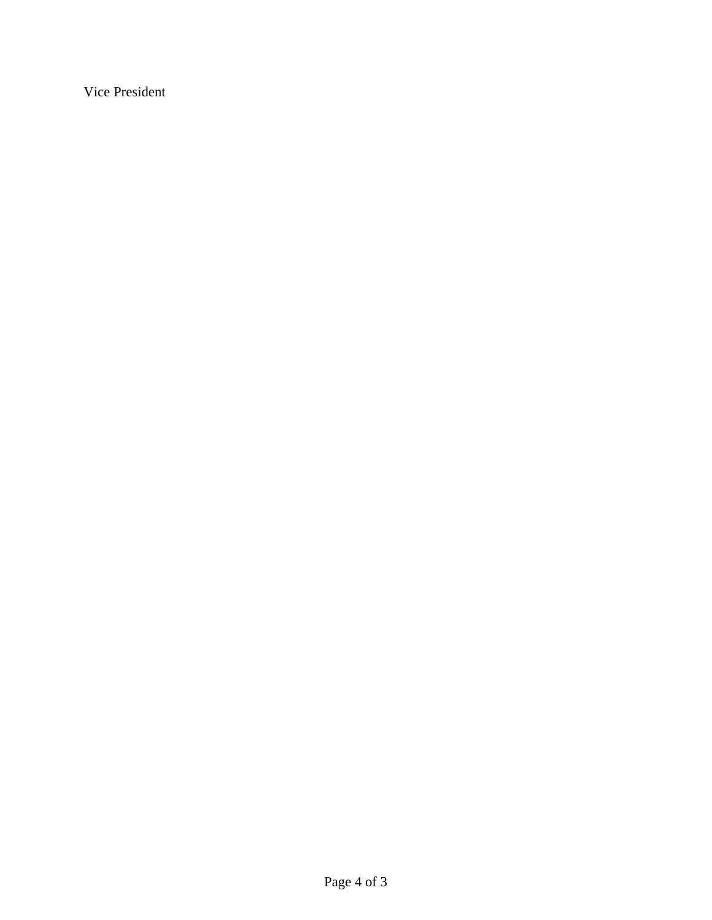Vice President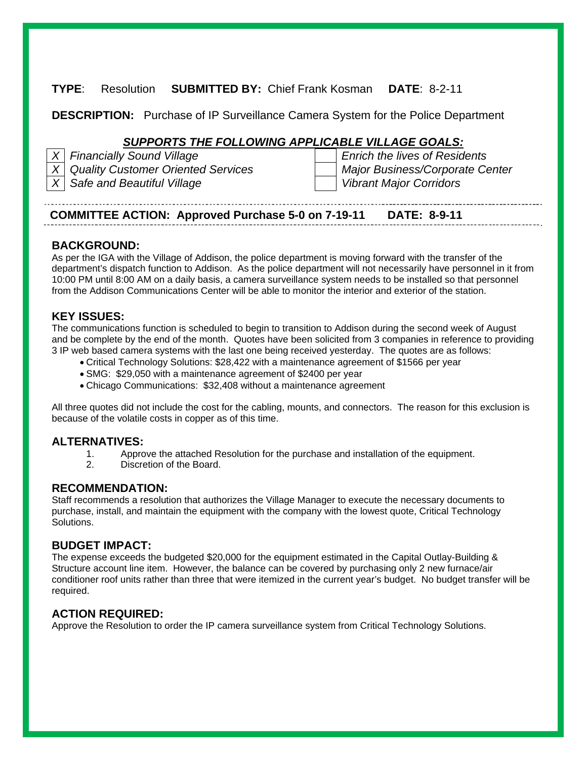**TYPE**: Resolution **SUBMITTED BY:** Chief Frank Kosman **DATE**: 8-2-11

**DESCRIPTION:** Purchase of IP Surveillance Camera System for the Police Department

***SUPPORTS THE FOLLOWING APPLICABLE VILLAGE GOALS:***

| | | | |
|---|---|---|---|
| X | *Financially Sound Village* | | *Enrich the lives of Residents* |
| X | *Quality Customer Oriented Services* | | *Major Business/Corporate Center* |
| X | *Safe and Beautiful Village* | | *Vibrant Major Corridors* |

**COMMITTEE ACTION: Approved Purchase 5-0 on 7-19-11 DATE: 8-9-11**

## BACKGROUND:

As per the IGA with the Village of Addison, the police department is moving forward with the transfer of the department's dispatch function to Addison. As the police department will not necessarily have personnel in it from 10:00 PM until 8:00 AM on a daily basis, a camera surveillance system needs to be installed so that personnel from the Addison Communications Center will be able to monitor the interior and exterior of the station.

## KEY ISSUES:

The communications function is scheduled to begin to transition to Addison during the second week of August and be complete by the end of the month. Quotes have been solicited from 3 companies in reference to providing 3 IP web based camera systems with the last one being received yesterday. The quotes are as follows:

- Critical Technology Solutions: $28,422 with a maintenance agreement of $1566 per year
- SMG: $29,050 with a maintenance agreement of $2400 per year
- Chicago Communications: $32,408 without a maintenance agreement

All three quotes did not include the cost for the cabling, mounts, and connectors. The reason for this exclusion is because of the volatile costs in copper as of this time.

## ALTERNATIVES:

1. Approve the attached Resolution for the purchase and installation of the equipment.
2. Discretion of the Board.

## RECOMMENDATION:

Staff recommends a resolution that authorizes the Village Manager to execute the necessary documents to purchase, install, and maintain the equipment with the company with the lowest quote, Critical Technology Solutions.

## BUDGET IMPACT:

The expense exceeds the budgeted $20,000 for the equipment estimated in the Capital Outlay-Building & Structure account line item. However, the balance can be covered by purchasing only 2 new furnace/air conditioner roof units rather than three that were itemized in the current year's budget. No budget transfer will be required.

## ACTION REQUIRED:

Approve the Resolution to order the IP camera surveillance system from Critical Technology Solutions.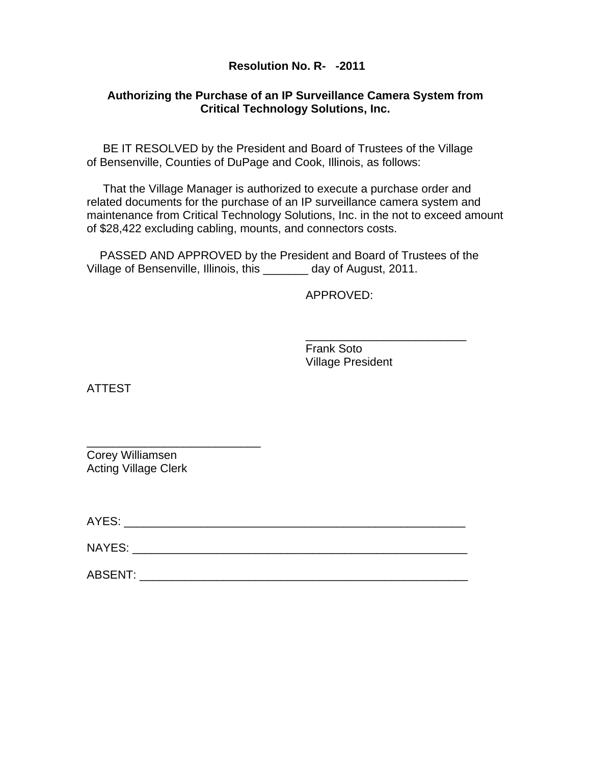**Resolution No. R- -2011**

**Authorizing the Purchase of an IP Surveillance Camera System from Critical Technology Solutions, Inc.**

BE IT RESOLVED by the President and Board of Trustees of the Village of Bensenville, Counties of DuPage and Cook, Illinois, as follows:

That the Village Manager is authorized to execute a purchase order and related documents for the purchase of an IP surveillance camera system and maintenance from Critical Technology Solutions, Inc. in the not to exceed amount of $28,422 excluding cabling, mounts, and connectors costs.

PASSED AND APPROVED by the President and Board of Trustees of the Village of Bensenville, Illinois, this _______ day of August, 2011.

APPROVED:

_________________________
Frank Soto
Village President

ATTEST

___________________________
Corey Williamsen
Acting Village Clerk

AYES: ______________________________________________________

NAYES: _____________________________________________________

ABSENT: ____________________________________________________